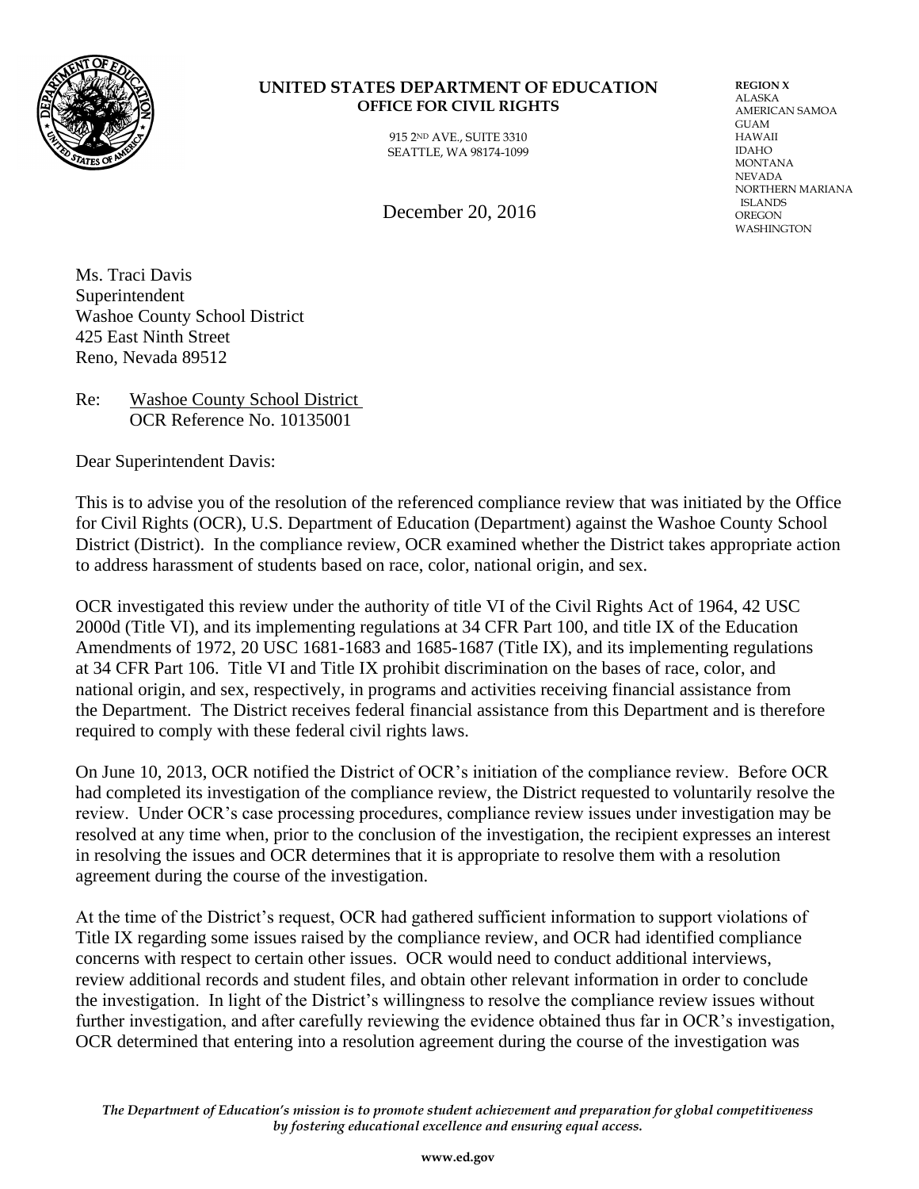**UNITED STATES DEPARTMENT OF EDUCATION**
**OFFICE FOR CIVIL RIGHTS**

915 2ND AVE., SUITE 3310
SEATTLE, WA 98174-1099

**REGION X**
ALASKA
AMERICAN SAMOA
GUAM
HAWAII
IDAHO
MONTANA
NEVADA
NORTHERN MARIANA ISLANDS
OREGON
WASHINGTON

December 20, 2016

Ms. Traci Davis
Superintendent
Washoe County School District
425 East Ninth Street
Reno, Nevada 89512

Re: Washoe County School District
OCR Reference No. 10135001

Dear Superintendent Davis:

This is to advise you of the resolution of the referenced compliance review that was initiated by the Office for Civil Rights (OCR), U.S. Department of Education (Department) against the Washoe County School District (District). In the compliance review, OCR examined whether the District takes appropriate action to address harassment of students based on race, color, national origin, and sex.

OCR investigated this review under the authority of title VI of the Civil Rights Act of 1964, 42 USC 2000d (Title VI), and its implementing regulations at 34 CFR Part 100, and title IX of the Education Amendments of 1972, 20 USC 1681-1683 and 1685-1687 (Title IX), and its implementing regulations at 34 CFR Part 106. Title VI and Title IX prohibit discrimination on the bases of race, color, and national origin, and sex, respectively, in programs and activities receiving financial assistance from the Department. The District receives federal financial assistance from this Department and is therefore required to comply with these federal civil rights laws.

On June 10, 2013, OCR notified the District of OCR's initiation of the compliance review. Before OCR had completed its investigation of the compliance review, the District requested to voluntarily resolve the review. Under OCR's case processing procedures, compliance review issues under investigation may be resolved at any time when, prior to the conclusion of the investigation, the recipient expresses an interest in resolving the issues and OCR determines that it is appropriate to resolve them with a resolution agreement during the course of the investigation.

At the time of the District's request, OCR had gathered sufficient information to support violations of Title IX regarding some issues raised by the compliance review, and OCR had identified compliance concerns with respect to certain other issues. OCR would need to conduct additional interviews, review additional records and student files, and obtain other relevant information in order to conclude the investigation. In light of the District's willingness to resolve the compliance review issues without further investigation, and after carefully reviewing the evidence obtained thus far in OCR's investigation, OCR determined that entering into a resolution agreement during the course of the investigation was

*The Department of Education's mission is to promote student achievement and preparation for global competitiveness by fostering educational excellence and ensuring equal access.*

**www.ed.gov**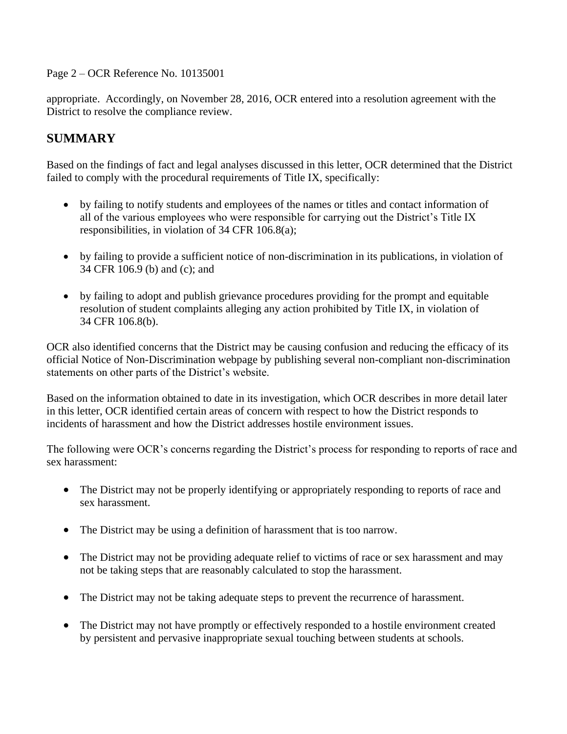appropriate. Accordingly, on November 28, 2016, OCR entered into a resolution agreement with the District to resolve the compliance review.

## SUMMARY

Based on the findings of fact and legal analyses discussed in this letter, OCR determined that the District failed to comply with the procedural requirements of Title IX, specifically:

- by failing to notify students and employees of the names or titles and contact information of all of the various employees who were responsible for carrying out the District's Title IX responsibilities, in violation of 34 CFR 106.8(a);
- by failing to provide a sufficient notice of non-discrimination in its publications, in violation of 34 CFR 106.9 (b) and (c); and
- by failing to adopt and publish grievance procedures providing for the prompt and equitable resolution of student complaints alleging any action prohibited by Title IX, in violation of 34 CFR 106.8(b).

OCR also identified concerns that the District may be causing confusion and reducing the efficacy of its official Notice of Non-Discrimination webpage by publishing several non-compliant non-discrimination statements on other parts of the District's website.

Based on the information obtained to date in its investigation, which OCR describes in more detail later in this letter, OCR identified certain areas of concern with respect to how the District responds to incidents of harassment and how the District addresses hostile environment issues.

The following were OCR's concerns regarding the District's process for responding to reports of race and sex harassment:

- The District may not be properly identifying or appropriately responding to reports of race and sex harassment.
- The District may be using a definition of harassment that is too narrow.
- The District may not be providing adequate relief to victims of race or sex harassment and may not be taking steps that are reasonably calculated to stop the harassment.
- The District may not be taking adequate steps to prevent the recurrence of harassment.
- The District may not have promptly or effectively responded to a hostile environment created by persistent and pervasive inappropriate sexual touching between students at schools.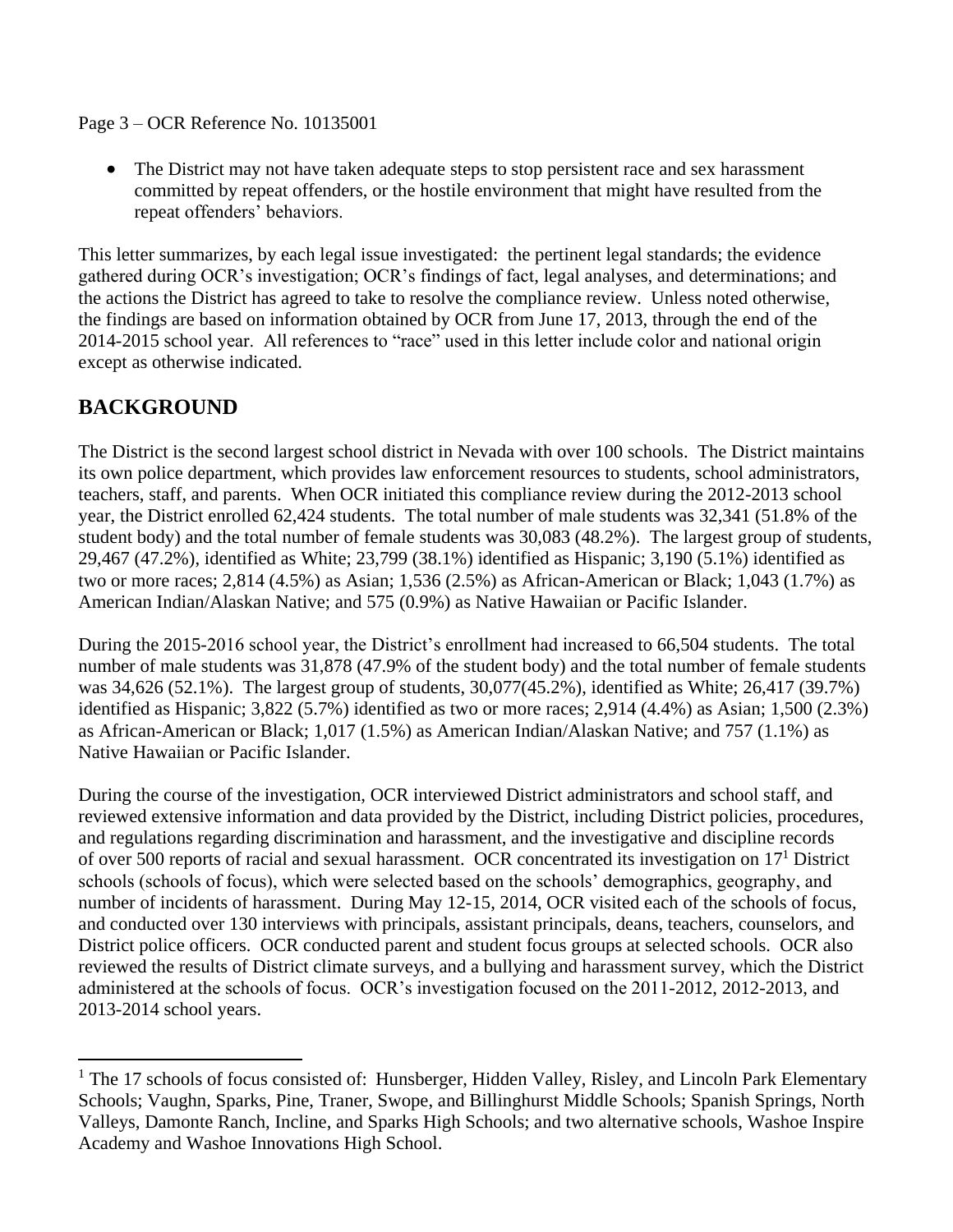- The District may not have taken adequate steps to stop persistent race and sex harassment committed by repeat offenders, or the hostile environment that might have resulted from the repeat offenders' behaviors.

This letter summarizes, by each legal issue investigated: the pertinent legal standards; the evidence gathered during OCR's investigation; OCR's findings of fact, legal analyses, and determinations; and the actions the District has agreed to take to resolve the compliance review. Unless noted otherwise, the findings are based on information obtained by OCR from June 17, 2013, through the end of the 2014-2015 school year. All references to "race" used in this letter include color and national origin except as otherwise indicated.

## BACKGROUND

The District is the second largest school district in Nevada with over 100 schools. The District maintains its own police department, which provides law enforcement resources to students, school administrators, teachers, staff, and parents. When OCR initiated this compliance review during the 2012-2013 school year, the District enrolled 62,424 students. The total number of male students was 32,341 (51.8% of the student body) and the total number of female students was 30,083 (48.2%). The largest group of students, 29,467 (47.2%), identified as White; 23,799 (38.1%) identified as Hispanic; 3,190 (5.1%) identified as two or more races; 2,814 (4.5%) as Asian; 1,536 (2.5%) as African-American or Black; 1,043 (1.7%) as American Indian/Alaskan Native; and 575 (0.9%) as Native Hawaiian or Pacific Islander.

During the 2015-2016 school year, the District's enrollment had increased to 66,504 students. The total number of male students was 31,878 (47.9% of the student body) and the total number of female students was 34,626 (52.1%). The largest group of students, 30,077(45.2%), identified as White; 26,417 (39.7%) identified as Hispanic; 3,822 (5.7%) identified as two or more races; 2,914 (4.4%) as Asian; 1,500 (2.3%) as African-American or Black; 1,017 (1.5%) as American Indian/Alaskan Native; and 757 (1.1%) as Native Hawaiian or Pacific Islander.

During the course of the investigation, OCR interviewed District administrators and school staff, and reviewed extensive information and data provided by the District, including District policies, procedures, and regulations regarding discrimination and harassment, and the investigative and discipline records of over 500 reports of racial and sexual harassment. OCR concentrated its investigation on 17[1] District schools (schools of focus), which were selected based on the schools' demographics, geography, and number of incidents of harassment. During May 12-15, 2014, OCR visited each of the schools of focus, and conducted over 130 interviews with principals, assistant principals, deans, teachers, counselors, and District police officers. OCR conducted parent and student focus groups at selected schools. OCR also reviewed the results of District climate surveys, and a bullying and harassment survey, which the District administered at the schools of focus. OCR's investigation focused on the 2011-2012, 2012-2013, and 2013-2014 school years.

[1] The 17 schools of focus consisted of: Hunsberger, Hidden Valley, Risley, and Lincoln Park Elementary Schools; Vaughn, Sparks, Pine, Traner, Swope, and Billinghurst Middle Schools; Spanish Springs, North Valleys, Damonte Ranch, Incline, and Sparks High Schools; and two alternative schools, Washoe Inspire Academy and Washoe Innovations High School.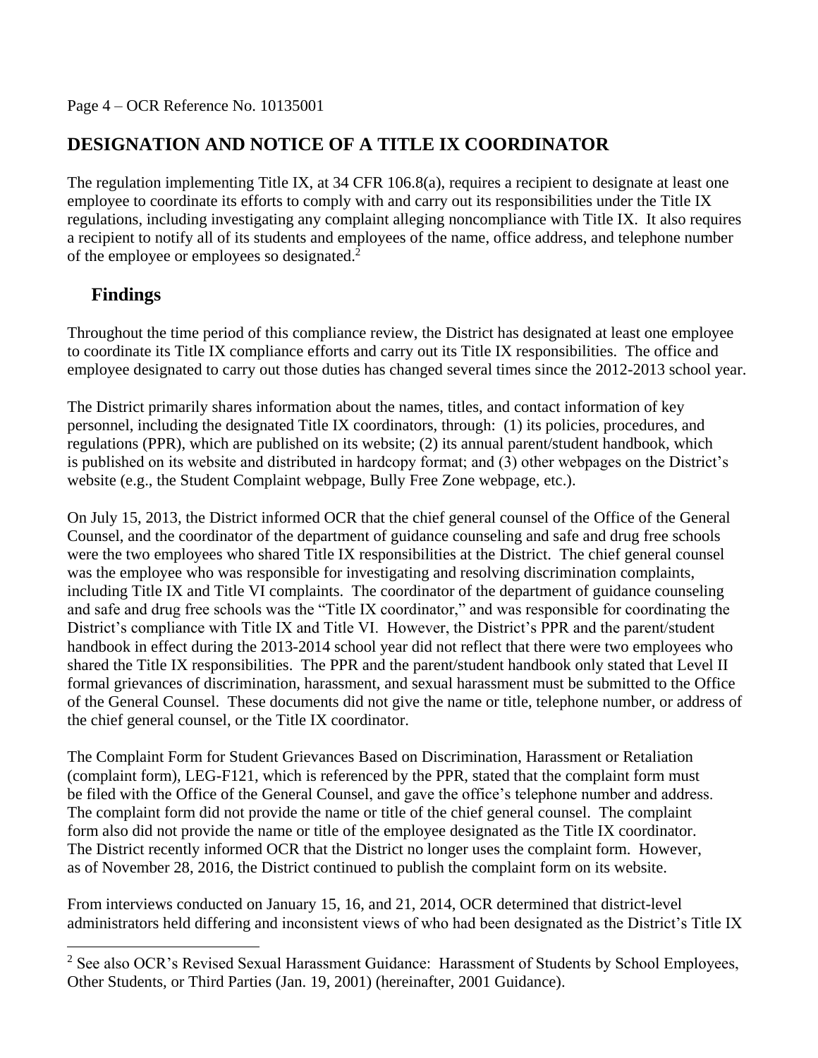## DESIGNATION AND NOTICE OF A TITLE IX COORDINATOR

The regulation implementing Title IX, at 34 CFR 106.8(a), requires a recipient to designate at least one employee to coordinate its efforts to comply with and carry out its responsibilities under the Title IX regulations, including investigating any complaint alleging noncompliance with Title IX. It also requires a recipient to notify all of its students and employees of the name, office address, and telephone number of the employee or employees so designated.[2]

### Findings

Throughout the time period of this compliance review, the District has designated at least one employee to coordinate its Title IX compliance efforts and carry out its Title IX responsibilities. The office and employee designated to carry out those duties has changed several times since the 2012-2013 school year.

The District primarily shares information about the names, titles, and contact information of key personnel, including the designated Title IX coordinators, through: (1) its policies, procedures, and regulations (PPR), which are published on its website; (2) its annual parent/student handbook, which is published on its website and distributed in hardcopy format; and (3) other webpages on the District's website (e.g., the Student Complaint webpage, Bully Free Zone webpage, etc.).

On July 15, 2013, the District informed OCR that the chief general counsel of the Office of the General Counsel, and the coordinator of the department of guidance counseling and safe and drug free schools were the two employees who shared Title IX responsibilities at the District. The chief general counsel was the employee who was responsible for investigating and resolving discrimination complaints, including Title IX and Title VI complaints. The coordinator of the department of guidance counseling and safe and drug free schools was the "Title IX coordinator," and was responsible for coordinating the District's compliance with Title IX and Title VI. However, the District's PPR and the parent/student handbook in effect during the 2013-2014 school year did not reflect that there were two employees who shared the Title IX responsibilities. The PPR and the parent/student handbook only stated that Level II formal grievances of discrimination, harassment, and sexual harassment must be submitted to the Office of the General Counsel. These documents did not give the name or title, telephone number, or address of the chief general counsel, or the Title IX coordinator.

The Complaint Form for Student Grievances Based on Discrimination, Harassment or Retaliation (complaint form), LEG-F121, which is referenced by the PPR, stated that the complaint form must be filed with the Office of the General Counsel, and gave the office's telephone number and address. The complaint form did not provide the name or title of the chief general counsel. The complaint form also did not provide the name or title of the employee designated as the Title IX coordinator. The District recently informed OCR that the District no longer uses the complaint form. However, as of November 28, 2016, the District continued to publish the complaint form on its website.

From interviews conducted on January 15, 16, and 21, 2014, OCR determined that district-level administrators held differing and inconsistent views of who had been designated as the District's Title IX

[2] See also OCR's Revised Sexual Harassment Guidance: Harassment of Students by School Employees, Other Students, or Third Parties (Jan. 19, 2001) (hereinafter, 2001 Guidance).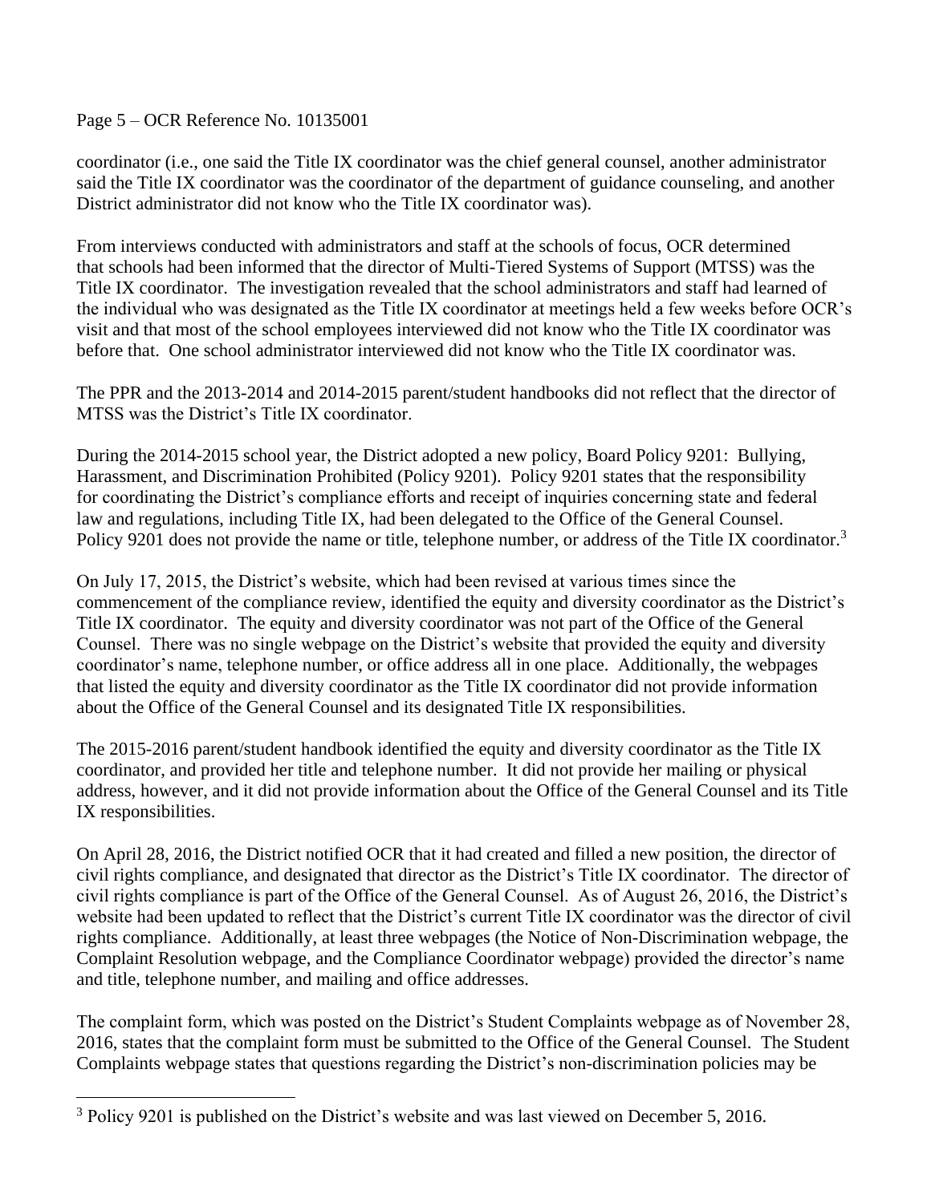coordinator (i.e., one said the Title IX coordinator was the chief general counsel, another administrator said the Title IX coordinator was the coordinator of the department of guidance counseling, and another District administrator did not know who the Title IX coordinator was).

From interviews conducted with administrators and staff at the schools of focus, OCR determined that schools had been informed that the director of Multi-Tiered Systems of Support (MTSS) was the Title IX coordinator. The investigation revealed that the school administrators and staff had learned of the individual who was designated as the Title IX coordinator at meetings held a few weeks before OCR's visit and that most of the school employees interviewed did not know who the Title IX coordinator was before that. One school administrator interviewed did not know who the Title IX coordinator was.

The PPR and the 2013-2014 and 2014-2015 parent/student handbooks did not reflect that the director of MTSS was the District's Title IX coordinator.

During the 2014-2015 school year, the District adopted a new policy, Board Policy 9201: Bullying, Harassment, and Discrimination Prohibited (Policy 9201). Policy 9201 states that the responsibility for coordinating the District's compliance efforts and receipt of inquiries concerning state and federal law and regulations, including Title IX, had been delegated to the Office of the General Counsel. Policy 9201 does not provide the name or title, telephone number, or address of the Title IX coordinator.[3]

On July 17, 2015, the District's website, which had been revised at various times since the commencement of the compliance review, identified the equity and diversity coordinator as the District's Title IX coordinator. The equity and diversity coordinator was not part of the Office of the General Counsel. There was no single webpage on the District's website that provided the equity and diversity coordinator's name, telephone number, or office address all in one place. Additionally, the webpages that listed the equity and diversity coordinator as the Title IX coordinator did not provide information about the Office of the General Counsel and its designated Title IX responsibilities.

The 2015-2016 parent/student handbook identified the equity and diversity coordinator as the Title IX coordinator, and provided her title and telephone number. It did not provide her mailing or physical address, however, and it did not provide information about the Office of the General Counsel and its Title IX responsibilities.

On April 28, 2016, the District notified OCR that it had created and filled a new position, the director of civil rights compliance, and designated that director as the District's Title IX coordinator. The director of civil rights compliance is part of the Office of the General Counsel. As of August 26, 2016, the District's website had been updated to reflect that the District's current Title IX coordinator was the director of civil rights compliance. Additionally, at least three webpages (the Notice of Non-Discrimination webpage, the Complaint Resolution webpage, and the Compliance Coordinator webpage) provided the director's name and title, telephone number, and mailing and office addresses.

The complaint form, which was posted on the District's Student Complaints webpage as of November 28, 2016, states that the complaint form must be submitted to the Office of the General Counsel. The Student Complaints webpage states that questions regarding the District's non-discrimination policies may be

[3] Policy 9201 is published on the District's website and was last viewed on December 5, 2016.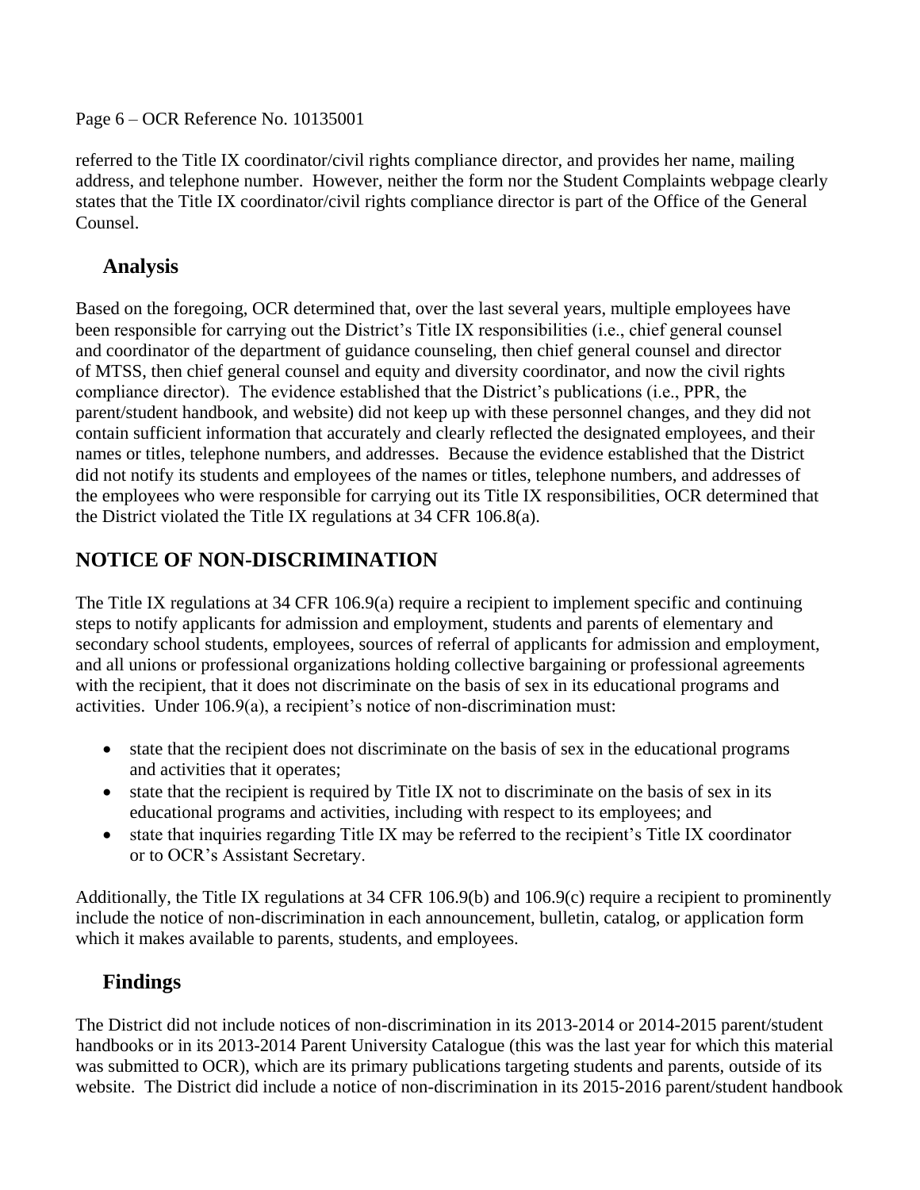referred to the Title IX coordinator/civil rights compliance director, and provides her name, mailing address, and telephone number. However, neither the form nor the Student Complaints webpage clearly states that the Title IX coordinator/civil rights compliance director is part of the Office of the General Counsel.

### Analysis

Based on the foregoing, OCR determined that, over the last several years, multiple employees have been responsible for carrying out the District's Title IX responsibilities (i.e., chief general counsel and coordinator of the department of guidance counseling, then chief general counsel and director of MTSS, then chief general counsel and equity and diversity coordinator, and now the civil rights compliance director). The evidence established that the District's publications (i.e., PPR, the parent/student handbook, and website) did not keep up with these personnel changes, and they did not contain sufficient information that accurately and clearly reflected the designated employees, and their names or titles, telephone numbers, and addresses. Because the evidence established that the District did not notify its students and employees of the names or titles, telephone numbers, and addresses of the employees who were responsible for carrying out its Title IX responsibilities, OCR determined that the District violated the Title IX regulations at 34 CFR 106.8(a).

## NOTICE OF NON-DISCRIMINATION

The Title IX regulations at 34 CFR 106.9(a) require a recipient to implement specific and continuing steps to notify applicants for admission and employment, students and parents of elementary and secondary school students, employees, sources of referral of applicants for admission and employment, and all unions or professional organizations holding collective bargaining or professional agreements with the recipient, that it does not discriminate on the basis of sex in its educational programs and activities. Under 106.9(a), a recipient's notice of non-discrimination must:

- state that the recipient does not discriminate on the basis of sex in the educational programs and activities that it operates;
- state that the recipient is required by Title IX not to discriminate on the basis of sex in its educational programs and activities, including with respect to its employees; and
- state that inquiries regarding Title IX may be referred to the recipient's Title IX coordinator or to OCR's Assistant Secretary.

Additionally, the Title IX regulations at 34 CFR 106.9(b) and 106.9(c) require a recipient to prominently include the notice of non-discrimination in each announcement, bulletin, catalog, or application form which it makes available to parents, students, and employees.

### Findings

The District did not include notices of non-discrimination in its 2013-2014 or 2014-2015 parent/student handbooks or in its 2013-2014 Parent University Catalogue (this was the last year for which this material was submitted to OCR), which are its primary publications targeting students and parents, outside of its website. The District did include a notice of non-discrimination in its 2015-2016 parent/student handbook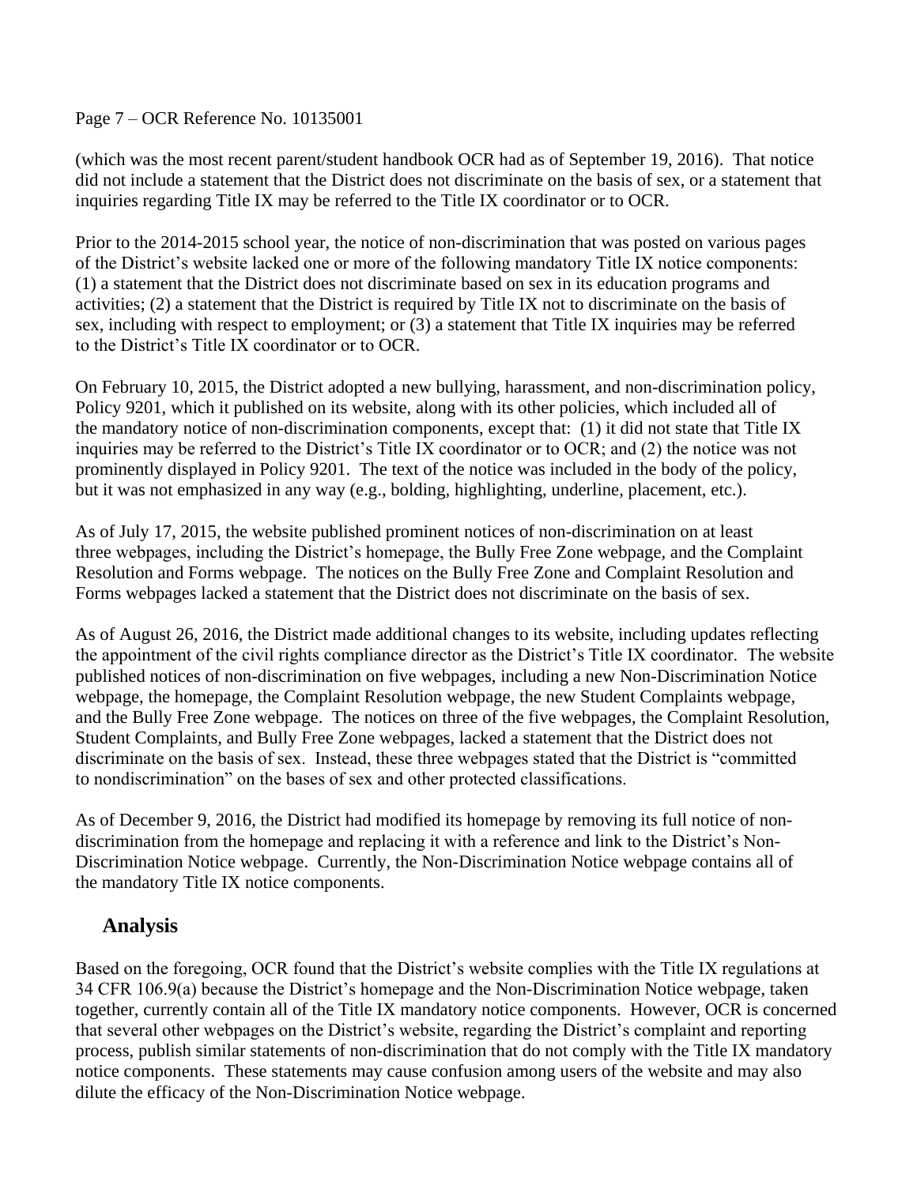(which was the most recent parent/student handbook OCR had as of September 19, 2016). That notice did not include a statement that the District does not discriminate on the basis of sex, or a statement that inquiries regarding Title IX may be referred to the Title IX coordinator or to OCR.

Prior to the 2014-2015 school year, the notice of non-discrimination that was posted on various pages of the District's website lacked one or more of the following mandatory Title IX notice components: (1) a statement that the District does not discriminate based on sex in its education programs and activities; (2) a statement that the District is required by Title IX not to discriminate on the basis of sex, including with respect to employment; or (3) a statement that Title IX inquiries may be referred to the District's Title IX coordinator or to OCR.

On February 10, 2015, the District adopted a new bullying, harassment, and non-discrimination policy, Policy 9201, which it published on its website, along with its other policies, which included all of the mandatory notice of non-discrimination components, except that: (1) it did not state that Title IX inquiries may be referred to the District's Title IX coordinator or to OCR; and (2) the notice was not prominently displayed in Policy 9201. The text of the notice was included in the body of the policy, but it was not emphasized in any way (e.g., bolding, highlighting, underline, placement, etc.).

As of July 17, 2015, the website published prominent notices of non-discrimination on at least three webpages, including the District's homepage, the Bully Free Zone webpage, and the Complaint Resolution and Forms webpage. The notices on the Bully Free Zone and Complaint Resolution and Forms webpages lacked a statement that the District does not discriminate on the basis of sex.

As of August 26, 2016, the District made additional changes to its website, including updates reflecting the appointment of the civil rights compliance director as the District's Title IX coordinator. The website published notices of non-discrimination on five webpages, including a new Non-Discrimination Notice webpage, the homepage, the Complaint Resolution webpage, the new Student Complaints webpage, and the Bully Free Zone webpage. The notices on three of the five webpages, the Complaint Resolution, Student Complaints, and Bully Free Zone webpages, lacked a statement that the District does not discriminate on the basis of sex. Instead, these three webpages stated that the District is "committed to nondiscrimination" on the bases of sex and other protected classifications.

As of December 9, 2016, the District had modified its homepage by removing its full notice of non-discrimination from the homepage and replacing it with a reference and link to the District's Non-Discrimination Notice webpage. Currently, the Non-Discrimination Notice webpage contains all of the mandatory Title IX notice components.

## Analysis

Based on the foregoing, OCR found that the District's website complies with the Title IX regulations at 34 CFR 106.9(a) because the District's homepage and the Non-Discrimination Notice webpage, taken together, currently contain all of the Title IX mandatory notice components. However, OCR is concerned that several other webpages on the District's website, regarding the District's complaint and reporting process, publish similar statements of non-discrimination that do not comply with the Title IX mandatory notice components. These statements may cause confusion among users of the website and may also dilute the efficacy of the Non-Discrimination Notice webpage.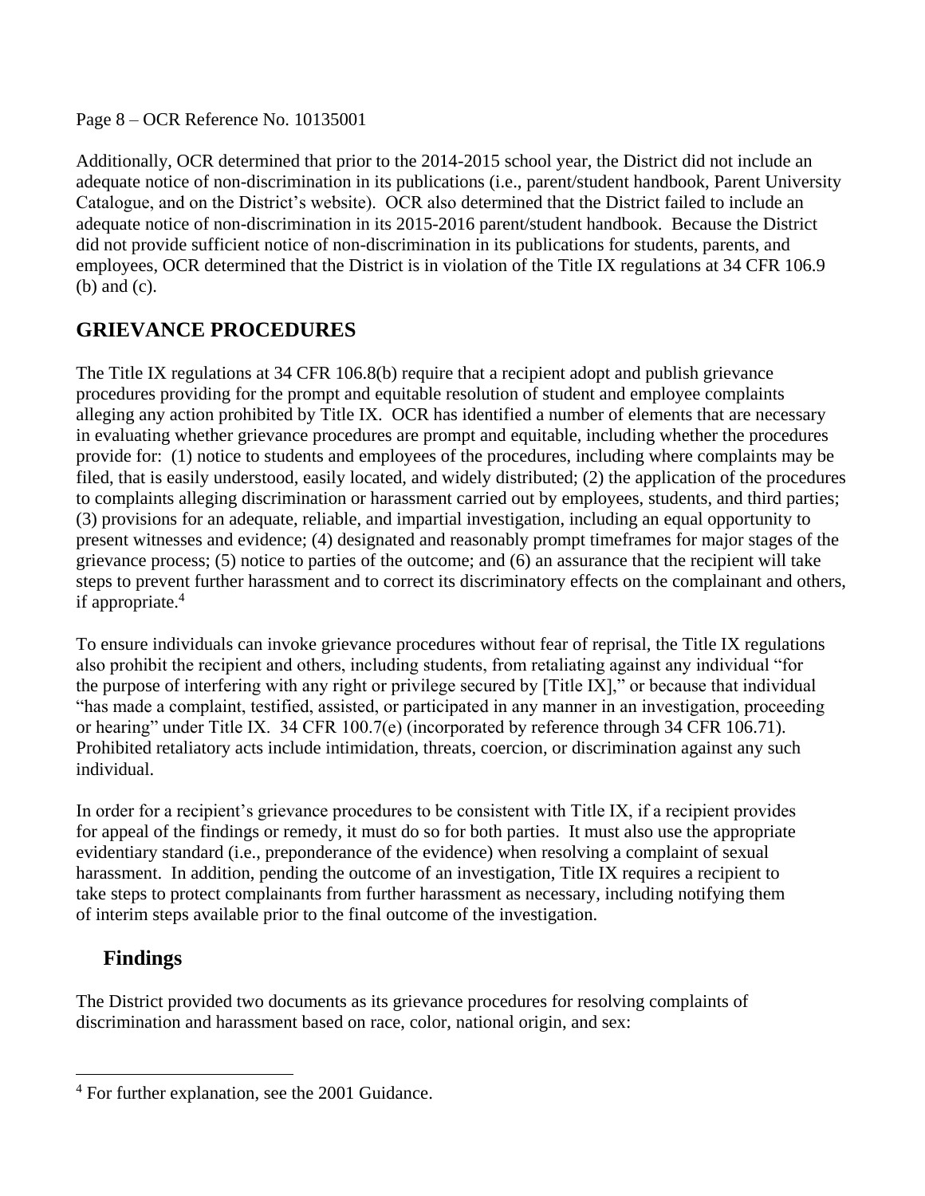Additionally, OCR determined that prior to the 2014-2015 school year, the District did not include an adequate notice of non-discrimination in its publications (i.e., parent/student handbook, Parent University Catalogue, and on the District's website). OCR also determined that the District failed to include an adequate notice of non-discrimination in its 2015-2016 parent/student handbook. Because the District did not provide sufficient notice of non-discrimination in its publications for students, parents, and employees, OCR determined that the District is in violation of the Title IX regulations at 34 CFR 106.9 (b) and (c).

## GRIEVANCE PROCEDURES

The Title IX regulations at 34 CFR 106.8(b) require that a recipient adopt and publish grievance procedures providing for the prompt and equitable resolution of student and employee complaints alleging any action prohibited by Title IX. OCR has identified a number of elements that are necessary in evaluating whether grievance procedures are prompt and equitable, including whether the procedures provide for: (1) notice to students and employees of the procedures, including where complaints may be filed, that is easily understood, easily located, and widely distributed; (2) the application of the procedures to complaints alleging discrimination or harassment carried out by employees, students, and third parties; (3) provisions for an adequate, reliable, and impartial investigation, including an equal opportunity to present witnesses and evidence; (4) designated and reasonably prompt timeframes for major stages of the grievance process; (5) notice to parties of the outcome; and (6) an assurance that the recipient will take steps to prevent further harassment and to correct its discriminatory effects on the complainant and others, if appropriate.[4]

To ensure individuals can invoke grievance procedures without fear of reprisal, the Title IX regulations also prohibit the recipient and others, including students, from retaliating against any individual "for the purpose of interfering with any right or privilege secured by [Title IX]," or because that individual "has made a complaint, testified, assisted, or participated in any manner in an investigation, proceeding or hearing" under Title IX. 34 CFR 100.7(e) (incorporated by reference through 34 CFR 106.71). Prohibited retaliatory acts include intimidation, threats, coercion, or discrimination against any such individual.

In order for a recipient's grievance procedures to be consistent with Title IX, if a recipient provides for appeal of the findings or remedy, it must do so for both parties. It must also use the appropriate evidentiary standard (i.e., preponderance of the evidence) when resolving a complaint of sexual harassment. In addition, pending the outcome of an investigation, Title IX requires a recipient to take steps to protect complainants from further harassment as necessary, including notifying them of interim steps available prior to the final outcome of the investigation.

### Findings

The District provided two documents as its grievance procedures for resolving complaints of discrimination and harassment based on race, color, national origin, and sex:

[4] For further explanation, see the 2001 Guidance.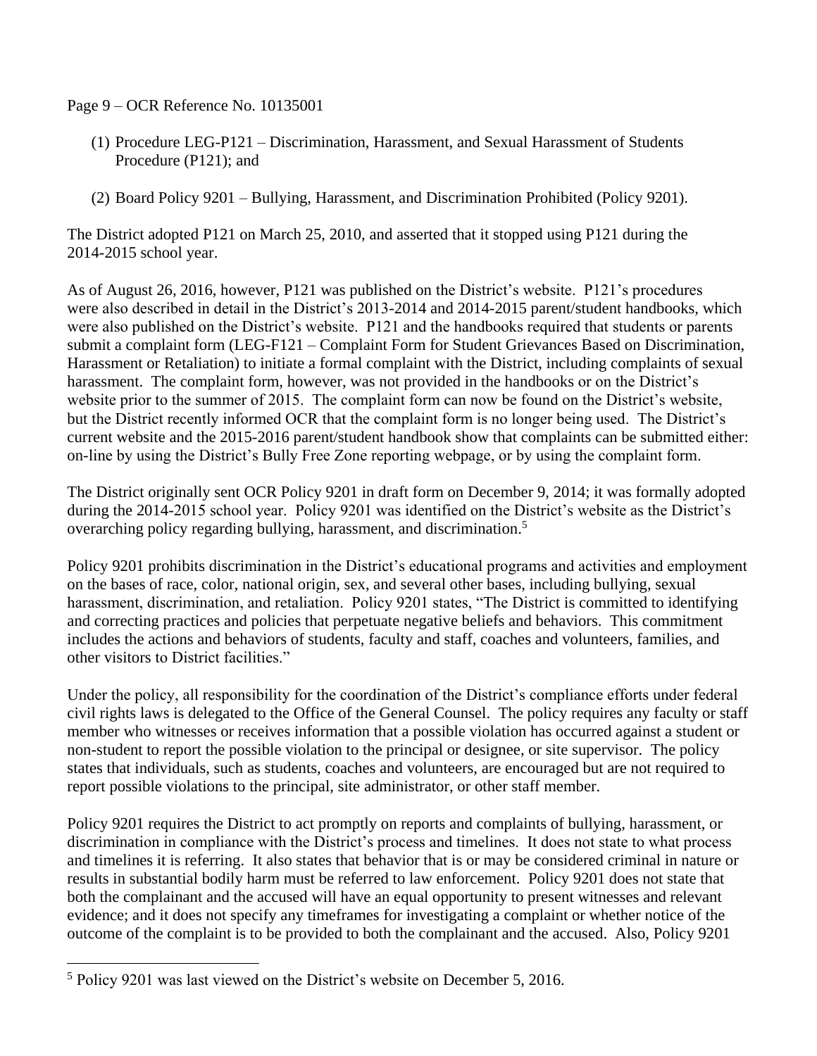(1) Procedure LEG-P121 – Discrimination, Harassment, and Sexual Harassment of Students Procedure (P121); and

(2) Board Policy 9201 – Bullying, Harassment, and Discrimination Prohibited (Policy 9201).

The District adopted P121 on March 25, 2010, and asserted that it stopped using P121 during the 2014-2015 school year.

As of August 26, 2016, however, P121 was published on the District's website. P121's procedures were also described in detail in the District's 2013-2014 and 2014-2015 parent/student handbooks, which were also published on the District's website. P121 and the handbooks required that students or parents submit a complaint form (LEG-F121 – Complaint Form for Student Grievances Based on Discrimination, Harassment or Retaliation) to initiate a formal complaint with the District, including complaints of sexual harassment. The complaint form, however, was not provided in the handbooks or on the District's website prior to the summer of 2015. The complaint form can now be found on the District's website, but the District recently informed OCR that the complaint form is no longer being used. The District's current website and the 2015-2016 parent/student handbook show that complaints can be submitted either: on-line by using the District's Bully Free Zone reporting webpage, or by using the complaint form.

The District originally sent OCR Policy 9201 in draft form on December 9, 2014; it was formally adopted during the 2014-2015 school year. Policy 9201 was identified on the District's website as the District's overarching policy regarding bullying, harassment, and discrimination.[5]

Policy 9201 prohibits discrimination in the District's educational programs and activities and employment on the bases of race, color, national origin, sex, and several other bases, including bullying, sexual harassment, discrimination, and retaliation. Policy 9201 states, "The District is committed to identifying and correcting practices and policies that perpetuate negative beliefs and behaviors. This commitment includes the actions and behaviors of students, faculty and staff, coaches and volunteers, families, and other visitors to District facilities."

Under the policy, all responsibility for the coordination of the District's compliance efforts under federal civil rights laws is delegated to the Office of the General Counsel. The policy requires any faculty or staff member who witnesses or receives information that a possible violation has occurred against a student or non-student to report the possible violation to the principal or designee, or site supervisor. The policy states that individuals, such as students, coaches and volunteers, are encouraged but are not required to report possible violations to the principal, site administrator, or other staff member.

Policy 9201 requires the District to act promptly on reports and complaints of bullying, harassment, or discrimination in compliance with the District's process and timelines. It does not state to what process and timelines it is referring. It also states that behavior that is or may be considered criminal in nature or results in substantial bodily harm must be referred to law enforcement. Policy 9201 does not state that both the complainant and the accused will have an equal opportunity to present witnesses and relevant evidence; and it does not specify any timeframes for investigating a complaint or whether notice of the outcome of the complaint is to be provided to both the complainant and the accused. Also, Policy 9201

[5] Policy 9201 was last viewed on the District's website on December 5, 2016.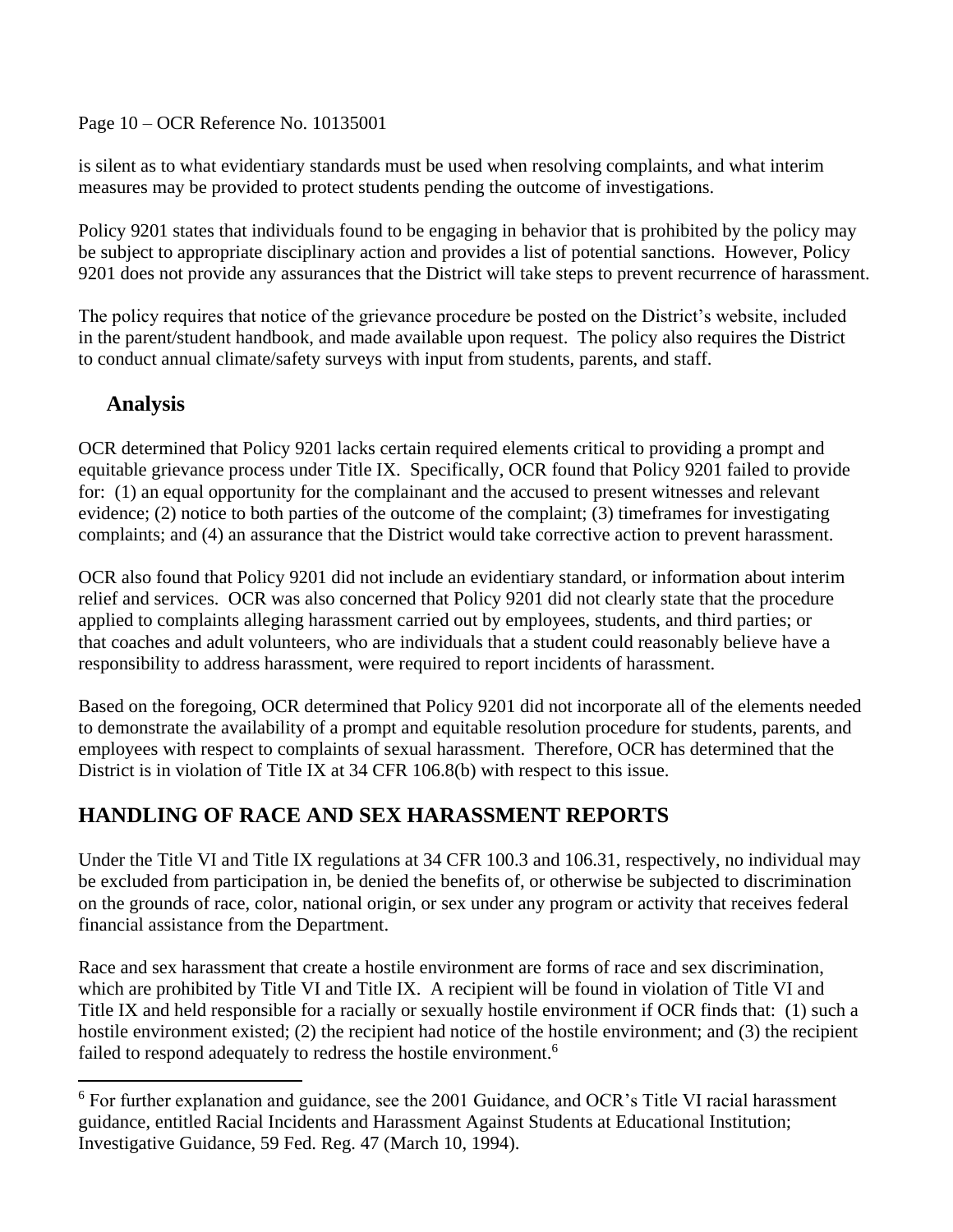is silent as to what evidentiary standards must be used when resolving complaints, and what interim measures may be provided to protect students pending the outcome of investigations.

Policy 9201 states that individuals found to be engaging in behavior that is prohibited by the policy may be subject to appropriate disciplinary action and provides a list of potential sanctions. However, Policy 9201 does not provide any assurances that the District will take steps to prevent recurrence of harassment.

The policy requires that notice of the grievance procedure be posted on the District's website, included in the parent/student handbook, and made available upon request. The policy also requires the District to conduct annual climate/safety surveys with input from students, parents, and staff.

### Analysis

OCR determined that Policy 9201 lacks certain required elements critical to providing a prompt and equitable grievance process under Title IX. Specifically, OCR found that Policy 9201 failed to provide for: (1) an equal opportunity for the complainant and the accused to present witnesses and relevant evidence; (2) notice to both parties of the outcome of the complaint; (3) timeframes for investigating complaints; and (4) an assurance that the District would take corrective action to prevent harassment.

OCR also found that Policy 9201 did not include an evidentiary standard, or information about interim relief and services. OCR was also concerned that Policy 9201 did not clearly state that the procedure applied to complaints alleging harassment carried out by employees, students, and third parties; or that coaches and adult volunteers, who are individuals that a student could reasonably believe have a responsibility to address harassment, were required to report incidents of harassment.

Based on the foregoing, OCR determined that Policy 9201 did not incorporate all of the elements needed to demonstrate the availability of a prompt and equitable resolution procedure for students, parents, and employees with respect to complaints of sexual harassment. Therefore, OCR has determined that the District is in violation of Title IX at 34 CFR 106.8(b) with respect to this issue.

## HANDLING OF RACE AND SEX HARASSMENT REPORTS

Under the Title VI and Title IX regulations at 34 CFR 100.3 and 106.31, respectively, no individual may be excluded from participation in, be denied the benefits of, or otherwise be subjected to discrimination on the grounds of race, color, national origin, or sex under any program or activity that receives federal financial assistance from the Department.

Race and sex harassment that create a hostile environment are forms of race and sex discrimination, which are prohibited by Title VI and Title IX. A recipient will be found in violation of Title VI and Title IX and held responsible for a racially or sexually hostile environment if OCR finds that: (1) such a hostile environment existed; (2) the recipient had notice of the hostile environment; and (3) the recipient failed to respond adequately to redress the hostile environment.[6]

---

[6] For further explanation and guidance, see the 2001 Guidance, and OCR's Title VI racial harassment guidance, entitled Racial Incidents and Harassment Against Students at Educational Institution; Investigative Guidance, 59 Fed. Reg. 47 (March 10, 1994).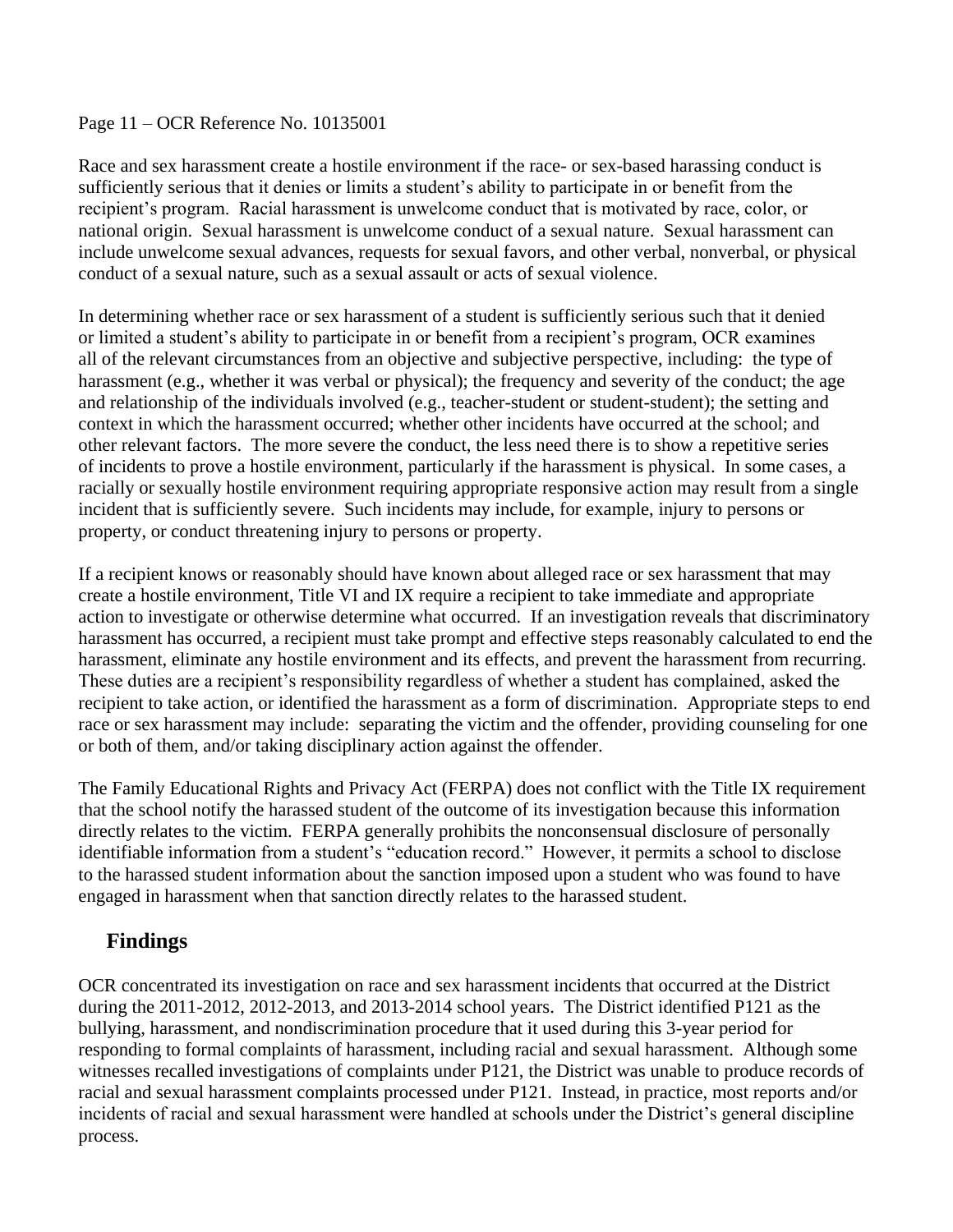Race and sex harassment create a hostile environment if the race- or sex-based harassing conduct is sufficiently serious that it denies or limits a student's ability to participate in or benefit from the recipient's program. Racial harassment is unwelcome conduct that is motivated by race, color, or national origin. Sexual harassment is unwelcome conduct of a sexual nature. Sexual harassment can include unwelcome sexual advances, requests for sexual favors, and other verbal, nonverbal, or physical conduct of a sexual nature, such as a sexual assault or acts of sexual violence.

In determining whether race or sex harassment of a student is sufficiently serious such that it denied or limited a student's ability to participate in or benefit from a recipient's program, OCR examines all of the relevant circumstances from an objective and subjective perspective, including: the type of harassment (e.g., whether it was verbal or physical); the frequency and severity of the conduct; the age and relationship of the individuals involved (e.g., teacher-student or student-student); the setting and context in which the harassment occurred; whether other incidents have occurred at the school; and other relevant factors. The more severe the conduct, the less need there is to show a repetitive series of incidents to prove a hostile environment, particularly if the harassment is physical. In some cases, a racially or sexually hostile environment requiring appropriate responsive action may result from a single incident that is sufficiently severe. Such incidents may include, for example, injury to persons or property, or conduct threatening injury to persons or property.

If a recipient knows or reasonably should have known about alleged race or sex harassment that may create a hostile environment, Title VI and IX require a recipient to take immediate and appropriate action to investigate or otherwise determine what occurred. If an investigation reveals that discriminatory harassment has occurred, a recipient must take prompt and effective steps reasonably calculated to end the harassment, eliminate any hostile environment and its effects, and prevent the harassment from recurring. These duties are a recipient's responsibility regardless of whether a student has complained, asked the recipient to take action, or identified the harassment as a form of discrimination. Appropriate steps to end race or sex harassment may include: separating the victim and the offender, providing counseling for one or both of them, and/or taking disciplinary action against the offender.

The Family Educational Rights and Privacy Act (FERPA) does not conflict with the Title IX requirement that the school notify the harassed student of the outcome of its investigation because this information directly relates to the victim. FERPA generally prohibits the nonconsensual disclosure of personally identifiable information from a student's "education record." However, it permits a school to disclose to the harassed student information about the sanction imposed upon a student who was found to have engaged in harassment when that sanction directly relates to the harassed student.

## Findings

OCR concentrated its investigation on race and sex harassment incidents that occurred at the District during the 2011-2012, 2012-2013, and 2013-2014 school years. The District identified P121 as the bullying, harassment, and nondiscrimination procedure that it used during this 3-year period for responding to formal complaints of harassment, including racial and sexual harassment. Although some witnesses recalled investigations of complaints under P121, the District was unable to produce records of racial and sexual harassment complaints processed under P121. Instead, in practice, most reports and/or incidents of racial and sexual harassment were handled at schools under the District's general discipline process.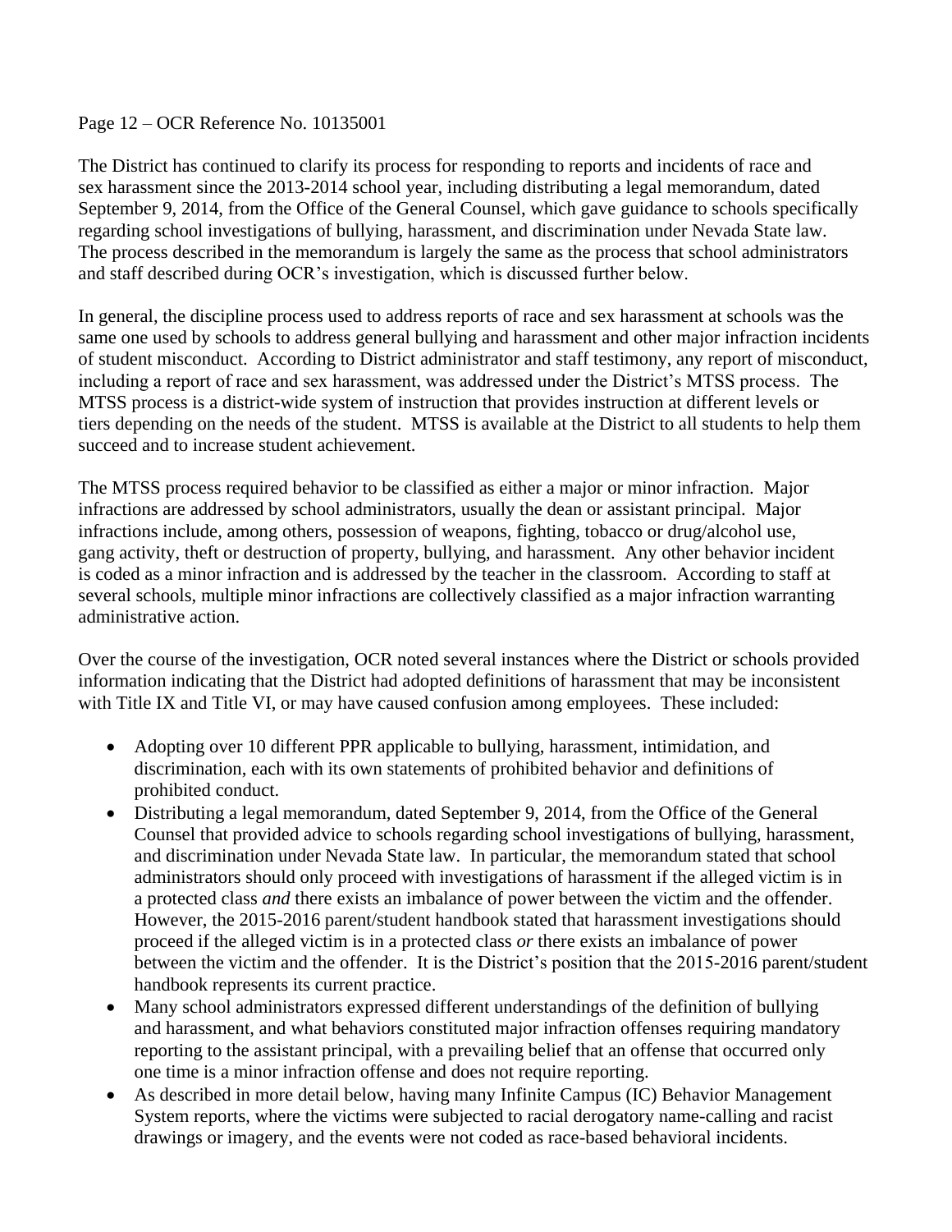The District has continued to clarify its process for responding to reports and incidents of race and sex harassment since the 2013-2014 school year, including distributing a legal memorandum, dated September 9, 2014, from the Office of the General Counsel, which gave guidance to schools specifically regarding school investigations of bullying, harassment, and discrimination under Nevada State law. The process described in the memorandum is largely the same as the process that school administrators and staff described during OCR's investigation, which is discussed further below.

In general, the discipline process used to address reports of race and sex harassment at schools was the same one used by schools to address general bullying and harassment and other major infraction incidents of student misconduct. According to District administrator and staff testimony, any report of misconduct, including a report of race and sex harassment, was addressed under the District's MTSS process. The MTSS process is a district-wide system of instruction that provides instruction at different levels or tiers depending on the needs of the student. MTSS is available at the District to all students to help them succeed and to increase student achievement.

The MTSS process required behavior to be classified as either a major or minor infraction. Major infractions are addressed by school administrators, usually the dean or assistant principal. Major infractions include, among others, possession of weapons, fighting, tobacco or drug/alcohol use, gang activity, theft or destruction of property, bullying, and harassment. Any other behavior incident is coded as a minor infraction and is addressed by the teacher in the classroom. According to staff at several schools, multiple minor infractions are collectively classified as a major infraction warranting administrative action.

Over the course of the investigation, OCR noted several instances where the District or schools provided information indicating that the District had adopted definitions of harassment that may be inconsistent with Title IX and Title VI, or may have caused confusion among employees. These included:

- Adopting over 10 different PPR applicable to bullying, harassment, intimidation, and discrimination, each with its own statements of prohibited behavior and definitions of prohibited conduct.
- Distributing a legal memorandum, dated September 9, 2014, from the Office of the General Counsel that provided advice to schools regarding school investigations of bullying, harassment, and discrimination under Nevada State law. In particular, the memorandum stated that school administrators should only proceed with investigations of harassment if the alleged victim is in a protected class *and* there exists an imbalance of power between the victim and the offender. However, the 2015-2016 parent/student handbook stated that harassment investigations should proceed if the alleged victim is in a protected class *or* there exists an imbalance of power between the victim and the offender. It is the District's position that the 2015-2016 parent/student handbook represents its current practice.
- Many school administrators expressed different understandings of the definition of bullying and harassment, and what behaviors constituted major infraction offenses requiring mandatory reporting to the assistant principal, with a prevailing belief that an offense that occurred only one time is a minor infraction offense and does not require reporting.
- As described in more detail below, having many Infinite Campus (IC) Behavior Management System reports, where the victims were subjected to racial derogatory name-calling and racist drawings or imagery, and the events were not coded as race-based behavioral incidents.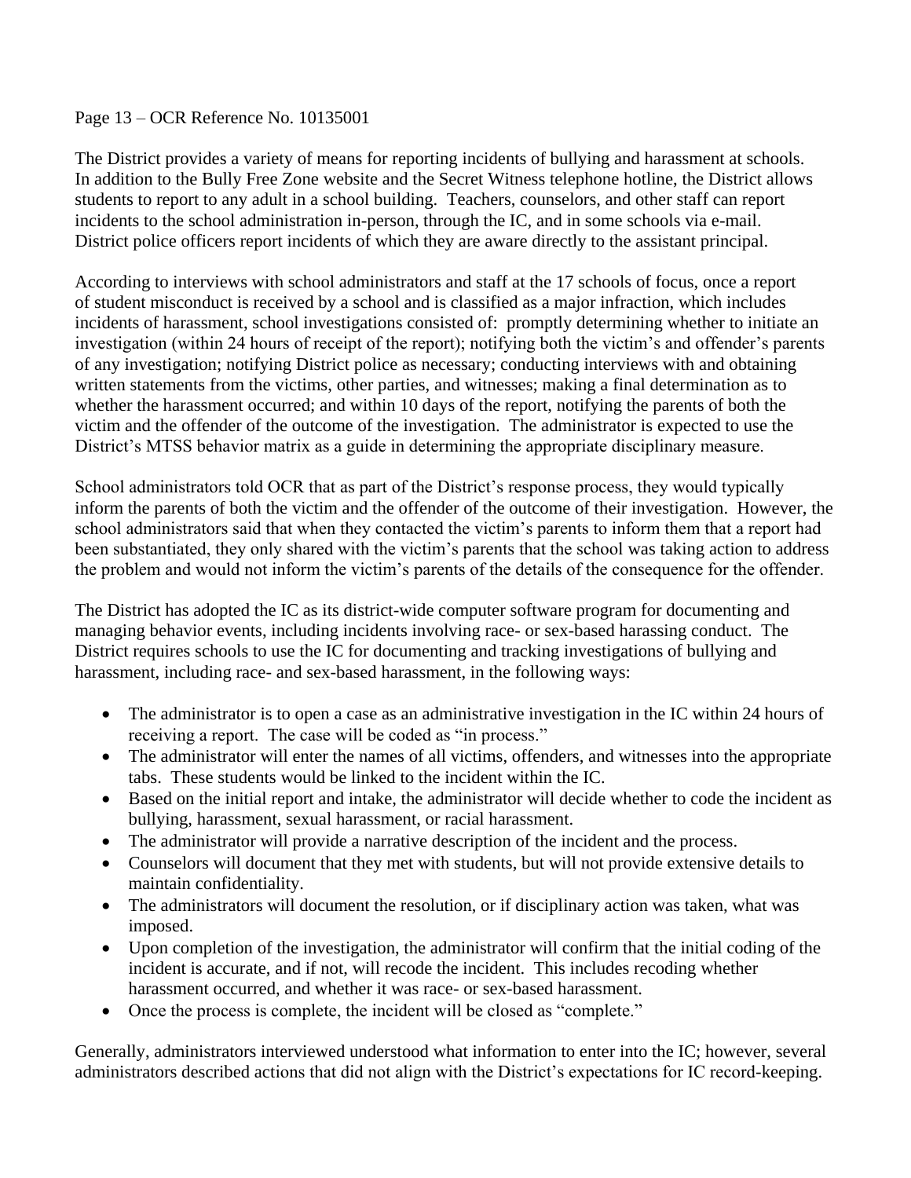The District provides a variety of means for reporting incidents of bullying and harassment at schools. In addition to the Bully Free Zone website and the Secret Witness telephone hotline, the District allows students to report to any adult in a school building. Teachers, counselors, and other staff can report incidents to the school administration in-person, through the IC, and in some schools via e-mail. District police officers report incidents of which they are aware directly to the assistant principal.

According to interviews with school administrators and staff at the 17 schools of focus, once a report of student misconduct is received by a school and is classified as a major infraction, which includes incidents of harassment, school investigations consisted of: promptly determining whether to initiate an investigation (within 24 hours of receipt of the report); notifying both the victim's and offender's parents of any investigation; notifying District police as necessary; conducting interviews with and obtaining written statements from the victims, other parties, and witnesses; making a final determination as to whether the harassment occurred; and within 10 days of the report, notifying the parents of both the victim and the offender of the outcome of the investigation. The administrator is expected to use the District's MTSS behavior matrix as a guide in determining the appropriate disciplinary measure.

School administrators told OCR that as part of the District's response process, they would typically inform the parents of both the victim and the offender of the outcome of their investigation. However, the school administrators said that when they contacted the victim's parents to inform them that a report had been substantiated, they only shared with the victim's parents that the school was taking action to address the problem and would not inform the victim's parents of the details of the consequence for the offender.

The District has adopted the IC as its district-wide computer software program for documenting and managing behavior events, including incidents involving race- or sex-based harassing conduct. The District requires schools to use the IC for documenting and tracking investigations of bullying and harassment, including race- and sex-based harassment, in the following ways:

- The administrator is to open a case as an administrative investigation in the IC within 24 hours of receiving a report. The case will be coded as "in process."
- The administrator will enter the names of all victims, offenders, and witnesses into the appropriate tabs. These students would be linked to the incident within the IC.
- Based on the initial report and intake, the administrator will decide whether to code the incident as bullying, harassment, sexual harassment, or racial harassment.
- The administrator will provide a narrative description of the incident and the process.
- Counselors will document that they met with students, but will not provide extensive details to maintain confidentiality.
- The administrators will document the resolution, or if disciplinary action was taken, what was imposed.
- Upon completion of the investigation, the administrator will confirm that the initial coding of the incident is accurate, and if not, will recode the incident. This includes recoding whether harassment occurred, and whether it was race- or sex-based harassment.
- Once the process is complete, the incident will be closed as "complete."

Generally, administrators interviewed understood what information to enter into the IC; however, several administrators described actions that did not align with the District's expectations for IC record-keeping.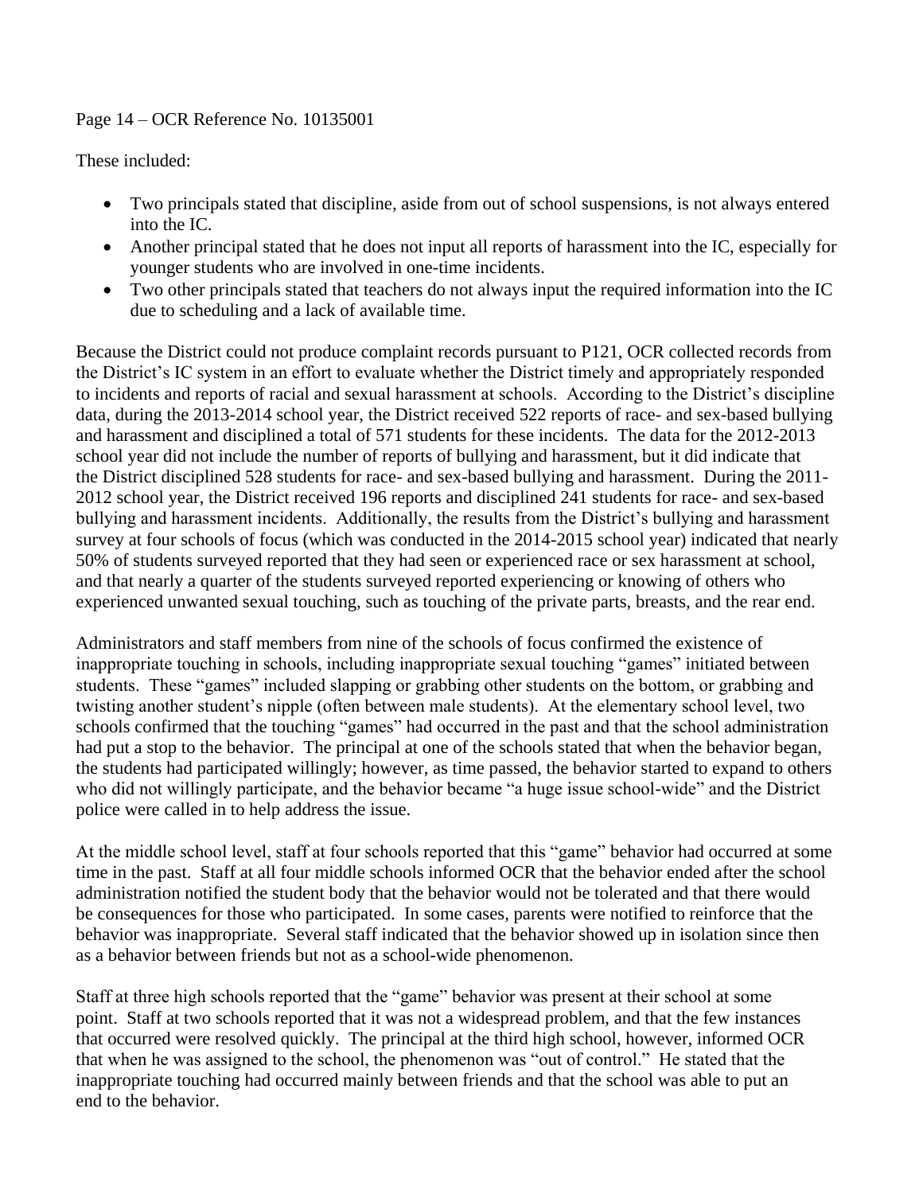These included:

- Two principals stated that discipline, aside from out of school suspensions, is not always entered into the IC.
- Another principal stated that he does not input all reports of harassment into the IC, especially for younger students who are involved in one-time incidents.
- Two other principals stated that teachers do not always input the required information into the IC due to scheduling and a lack of available time.

Because the District could not produce complaint records pursuant to P121, OCR collected records from the District's IC system in an effort to evaluate whether the District timely and appropriately responded to incidents and reports of racial and sexual harassment at schools. According to the District's discipline data, during the 2013-2014 school year, the District received 522 reports of race- and sex-based bullying and harassment and disciplined a total of 571 students for these incidents. The data for the 2012-2013 school year did not include the number of reports of bullying and harassment, but it did indicate that the District disciplined 528 students for race- and sex-based bullying and harassment. During the 2011-2012 school year, the District received 196 reports and disciplined 241 students for race- and sex-based bullying and harassment incidents. Additionally, the results from the District's bullying and harassment survey at four schools of focus (which was conducted in the 2014-2015 school year) indicated that nearly 50% of students surveyed reported that they had seen or experienced race or sex harassment at school, and that nearly a quarter of the students surveyed reported experiencing or knowing of others who experienced unwanted sexual touching, such as touching of the private parts, breasts, and the rear end.

Administrators and staff members from nine of the schools of focus confirmed the existence of inappropriate touching in schools, including inappropriate sexual touching "games" initiated between students. These "games" included slapping or grabbing other students on the bottom, or grabbing and twisting another student's nipple (often between male students). At the elementary school level, two schools confirmed that the touching "games" had occurred in the past and that the school administration had put a stop to the behavior. The principal at one of the schools stated that when the behavior began, the students had participated willingly; however, as time passed, the behavior started to expand to others who did not willingly participate, and the behavior became "a huge issue school-wide" and the District police were called in to help address the issue.

At the middle school level, staff at four schools reported that this "game" behavior had occurred at some time in the past. Staff at all four middle schools informed OCR that the behavior ended after the school administration notified the student body that the behavior would not be tolerated and that there would be consequences for those who participated. In some cases, parents were notified to reinforce that the behavior was inappropriate. Several staff indicated that the behavior showed up in isolation since then as a behavior between friends but not as a school-wide phenomenon.

Staff at three high schools reported that the "game" behavior was present at their school at some point. Staff at two schools reported that it was not a widespread problem, and that the few instances that occurred were resolved quickly. The principal at the third high school, however, informed OCR that when he was assigned to the school, the phenomenon was "out of control." He stated that the inappropriate touching had occurred mainly between friends and that the school was able to put an end to the behavior.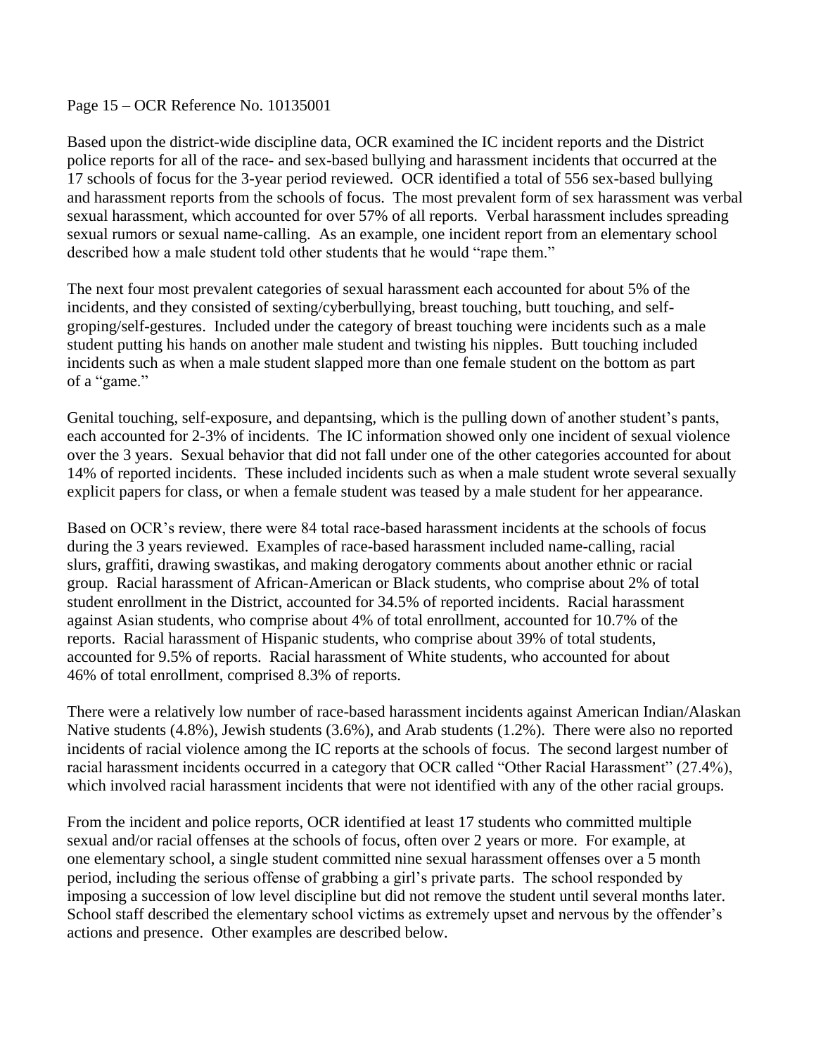Based upon the district-wide discipline data, OCR examined the IC incident reports and the District police reports for all of the race- and sex-based bullying and harassment incidents that occurred at the 17 schools of focus for the 3-year period reviewed. OCR identified a total of 556 sex-based bullying and harassment reports from the schools of focus. The most prevalent form of sex harassment was verbal sexual harassment, which accounted for over 57% of all reports. Verbal harassment includes spreading sexual rumors or sexual name-calling. As an example, one incident report from an elementary school described how a male student told other students that he would "rape them."

The next four most prevalent categories of sexual harassment each accounted for about 5% of the incidents, and they consisted of sexting/cyberbullying, breast touching, butt touching, and self-groping/self-gestures. Included under the category of breast touching were incidents such as a male student putting his hands on another male student and twisting his nipples. Butt touching included incidents such as when a male student slapped more than one female student on the bottom as part of a "game."

Genital touching, self-exposure, and depantsing, which is the pulling down of another student's pants, each accounted for 2-3% of incidents. The IC information showed only one incident of sexual violence over the 3 years. Sexual behavior that did not fall under one of the other categories accounted for about 14% of reported incidents. These included incidents such as when a male student wrote several sexually explicit papers for class, or when a female student was teased by a male student for her appearance.

Based on OCR's review, there were 84 total race-based harassment incidents at the schools of focus during the 3 years reviewed. Examples of race-based harassment included name-calling, racial slurs, graffiti, drawing swastikas, and making derogatory comments about another ethnic or racial group. Racial harassment of African-American or Black students, who comprise about 2% of total student enrollment in the District, accounted for 34.5% of reported incidents. Racial harassment against Asian students, who comprise about 4% of total enrollment, accounted for 10.7% of the reports. Racial harassment of Hispanic students, who comprise about 39% of total students, accounted for 9.5% of reports. Racial harassment of White students, who accounted for about 46% of total enrollment, comprised 8.3% of reports.

There were a relatively low number of race-based harassment incidents against American Indian/Alaskan Native students (4.8%), Jewish students (3.6%), and Arab students (1.2%). There were also no reported incidents of racial violence among the IC reports at the schools of focus. The second largest number of racial harassment incidents occurred in a category that OCR called "Other Racial Harassment" (27.4%), which involved racial harassment incidents that were not identified with any of the other racial groups.

From the incident and police reports, OCR identified at least 17 students who committed multiple sexual and/or racial offenses at the schools of focus, often over 2 years or more. For example, at one elementary school, a single student committed nine sexual harassment offenses over a 5 month period, including the serious offense of grabbing a girl's private parts. The school responded by imposing a succession of low level discipline but did not remove the student until several months later. School staff described the elementary school victims as extremely upset and nervous by the offender's actions and presence. Other examples are described below.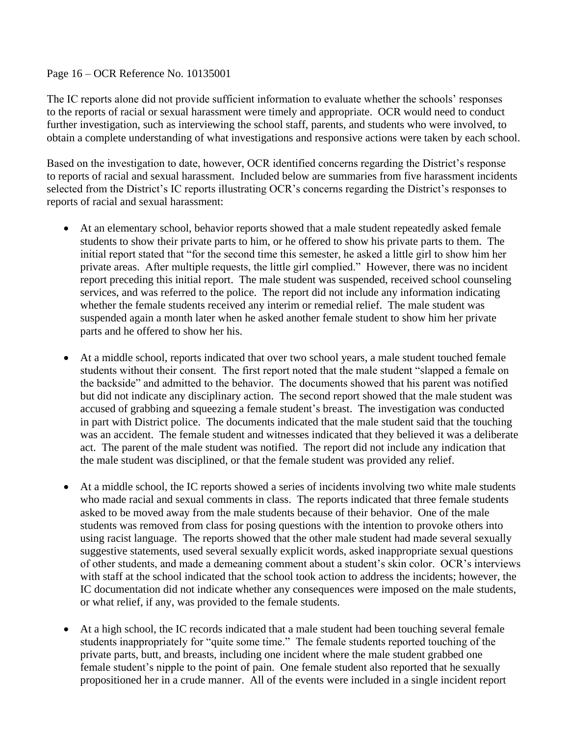The IC reports alone did not provide sufficient information to evaluate whether the schools' responses to the reports of racial or sexual harassment were timely and appropriate. OCR would need to conduct further investigation, such as interviewing the school staff, parents, and students who were involved, to obtain a complete understanding of what investigations and responsive actions were taken by each school.

Based on the investigation to date, however, OCR identified concerns regarding the District's response to reports of racial and sexual harassment. Included below are summaries from five harassment incidents selected from the District's IC reports illustrating OCR's concerns regarding the District's responses to reports of racial and sexual harassment:

- At an elementary school, behavior reports showed that a male student repeatedly asked female students to show their private parts to him, or he offered to show his private parts to them. The initial report stated that "for the second time this semester, he asked a little girl to show him her private areas. After multiple requests, the little girl complied." However, there was no incident report preceding this initial report. The male student was suspended, received school counseling services, and was referred to the police. The report did not include any information indicating whether the female students received any interim or remedial relief. The male student was suspended again a month later when he asked another female student to show him her private parts and he offered to show her his.

- At a middle school, reports indicated that over two school years, a male student touched female students without their consent. The first report noted that the male student "slapped a female on the backside" and admitted to the behavior. The documents showed that his parent was notified but did not indicate any disciplinary action. The second report showed that the male student was accused of grabbing and squeezing a female student's breast. The investigation was conducted in part with District police. The documents indicated that the male student said that the touching was an accident. The female student and witnesses indicated that they believed it was a deliberate act. The parent of the male student was notified. The report did not include any indication that the male student was disciplined, or that the female student was provided any relief.

- At a middle school, the IC reports showed a series of incidents involving two white male students who made racial and sexual comments in class. The reports indicated that three female students asked to be moved away from the male students because of their behavior. One of the male students was removed from class for posing questions with the intention to provoke others into using racist language. The reports showed that the other male student had made several sexually suggestive statements, used several sexually explicit words, asked inappropriate sexual questions of other students, and made a demeaning comment about a student's skin color. OCR's interviews with staff at the school indicated that the school took action to address the incidents; however, the IC documentation did not indicate whether any consequences were imposed on the male students, or what relief, if any, was provided to the female students.

- At a high school, the IC records indicated that a male student had been touching several female students inappropriately for "quite some time." The female students reported touching of the private parts, butt, and breasts, including one incident where the male student grabbed one female student's nipple to the point of pain. One female student also reported that he sexually propositioned her in a crude manner. All of the events were included in a single incident report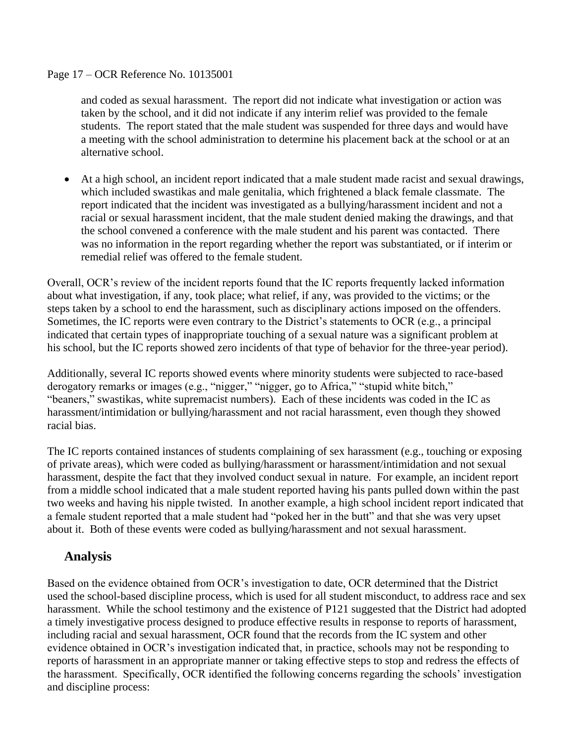and coded as sexual harassment. The report did not indicate what investigation or action was taken by the school, and it did not indicate if any interim relief was provided to the female students. The report stated that the male student was suspended for three days and would have a meeting with the school administration to determine his placement back at the school or at an alternative school.

- At a high school, an incident report indicated that a male student made racist and sexual drawings, which included swastikas and male genitalia, which frightened a black female classmate. The report indicated that the incident was investigated as a bullying/harassment incident and not a racial or sexual harassment incident, that the male student denied making the drawings, and that the school convened a conference with the male student and his parent was contacted. There was no information in the report regarding whether the report was substantiated, or if interim or remedial relief was offered to the female student.

Overall, OCR's review of the incident reports found that the IC reports frequently lacked information about what investigation, if any, took place; what relief, if any, was provided to the victims; or the steps taken by a school to end the harassment, such as disciplinary actions imposed on the offenders. Sometimes, the IC reports were even contrary to the District's statements to OCR (e.g., a principal indicated that certain types of inappropriate touching of a sexual nature was a significant problem at his school, but the IC reports showed zero incidents of that type of behavior for the three-year period).

Additionally, several IC reports showed events where minority students were subjected to race-based derogatory remarks or images (e.g., "nigger," "nigger, go to Africa," "stupid white bitch," "beaners," swastikas, white supremacist numbers). Each of these incidents was coded in the IC as harassment/intimidation or bullying/harassment and not racial harassment, even though they showed racial bias.

The IC reports contained instances of students complaining of sex harassment (e.g., touching or exposing of private areas), which were coded as bullying/harassment or harassment/intimidation and not sexual harassment, despite the fact that they involved conduct sexual in nature. For example, an incident report from a middle school indicated that a male student reported having his pants pulled down within the past two weeks and having his nipple twisted. In another example, a high school incident report indicated that a female student reported that a male student had "poked her in the butt" and that she was very upset about it. Both of these events were coded as bullying/harassment and not sexual harassment.

## Analysis

Based on the evidence obtained from OCR's investigation to date, OCR determined that the District used the school-based discipline process, which is used for all student misconduct, to address race and sex harassment. While the school testimony and the existence of P121 suggested that the District had adopted a timely investigative process designed to produce effective results in response to reports of harassment, including racial and sexual harassment, OCR found that the records from the IC system and other evidence obtained in OCR's investigation indicated that, in practice, schools may not be responding to reports of harassment in an appropriate manner or taking effective steps to stop and redress the effects of the harassment. Specifically, OCR identified the following concerns regarding the schools' investigation and discipline process: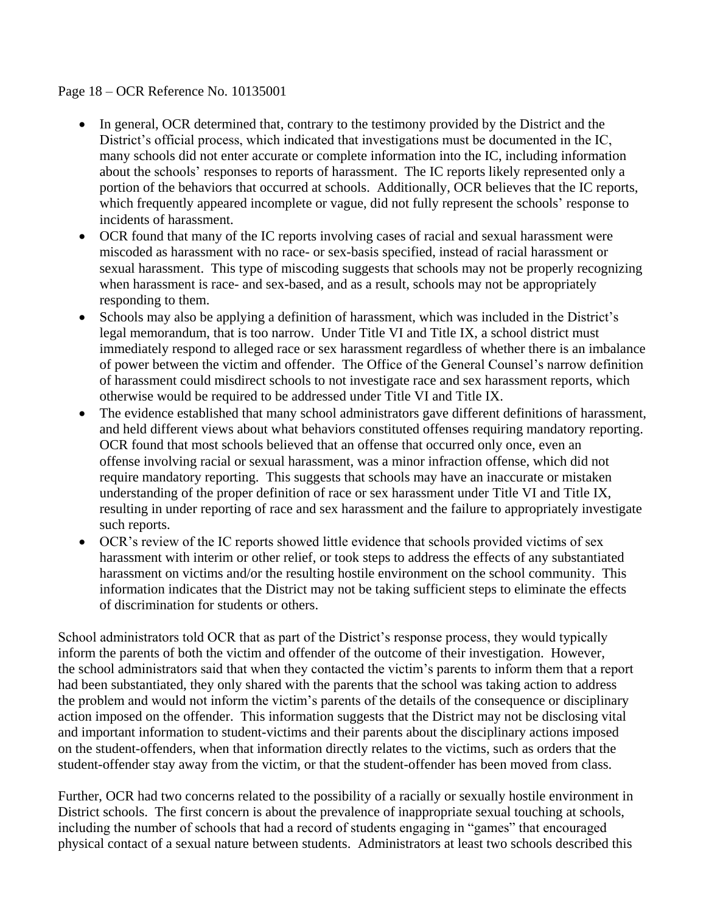- In general, OCR determined that, contrary to the testimony provided by the District and the District's official process, which indicated that investigations must be documented in the IC, many schools did not enter accurate or complete information into the IC, including information about the schools' responses to reports of harassment. The IC reports likely represented only a portion of the behaviors that occurred at schools. Additionally, OCR believes that the IC reports, which frequently appeared incomplete or vague, did not fully represent the schools' response to incidents of harassment.
- OCR found that many of the IC reports involving cases of racial and sexual harassment were miscoded as harassment with no race- or sex-basis specified, instead of racial harassment or sexual harassment. This type of miscoding suggests that schools may not be properly recognizing when harassment is race- and sex-based, and as a result, schools may not be appropriately responding to them.
- Schools may also be applying a definition of harassment, which was included in the District's legal memorandum, that is too narrow. Under Title VI and Title IX, a school district must immediately respond to alleged race or sex harassment regardless of whether there is an imbalance of power between the victim and offender. The Office of the General Counsel's narrow definition of harassment could misdirect schools to not investigate race and sex harassment reports, which otherwise would be required to be addressed under Title VI and Title IX.
- The evidence established that many school administrators gave different definitions of harassment, and held different views about what behaviors constituted offenses requiring mandatory reporting. OCR found that most schools believed that an offense that occurred only once, even an offense involving racial or sexual harassment, was a minor infraction offense, which did not require mandatory reporting. This suggests that schools may have an inaccurate or mistaken understanding of the proper definition of race or sex harassment under Title VI and Title IX, resulting in under reporting of race and sex harassment and the failure to appropriately investigate such reports.
- OCR's review of the IC reports showed little evidence that schools provided victims of sex harassment with interim or other relief, or took steps to address the effects of any substantiated harassment on victims and/or the resulting hostile environment on the school community. This information indicates that the District may not be taking sufficient steps to eliminate the effects of discrimination for students or others.

School administrators told OCR that as part of the District's response process, they would typically inform the parents of both the victim and offender of the outcome of their investigation. However, the school administrators said that when they contacted the victim's parents to inform them that a report had been substantiated, they only shared with the parents that the school was taking action to address the problem and would not inform the victim's parents of the details of the consequence or disciplinary action imposed on the offender. This information suggests that the District may not be disclosing vital and important information to student-victims and their parents about the disciplinary actions imposed on the student-offenders, when that information directly relates to the victims, such as orders that the student-offender stay away from the victim, or that the student-offender has been moved from class.

Further, OCR had two concerns related to the possibility of a racially or sexually hostile environment in District schools. The first concern is about the prevalence of inappropriate sexual touching at schools, including the number of schools that had a record of students engaging in "games" that encouraged physical contact of a sexual nature between students. Administrators at least two schools described this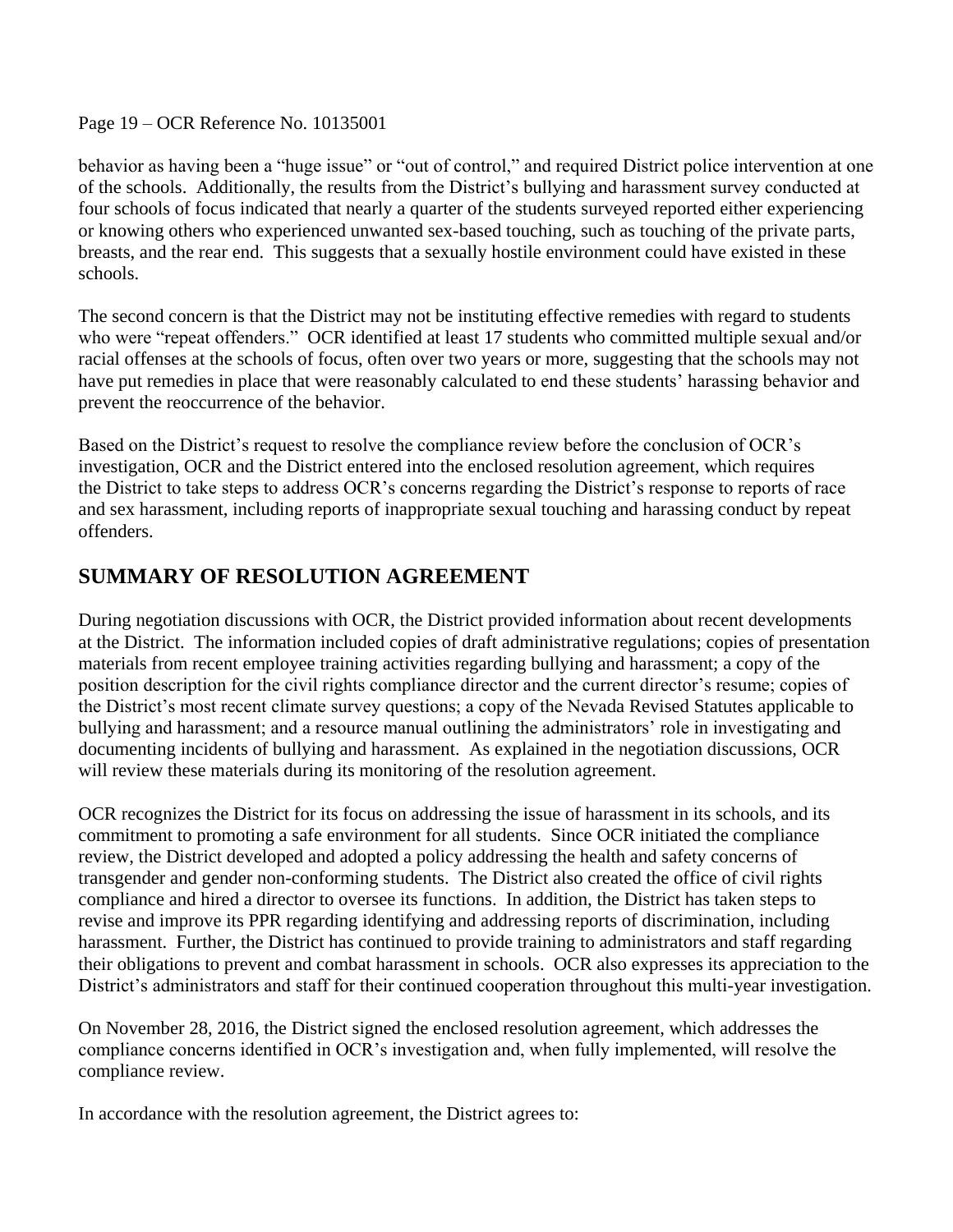behavior as having been a "huge issue" or "out of control," and required District police intervention at one of the schools. Additionally, the results from the District's bullying and harassment survey conducted at four schools of focus indicated that nearly a quarter of the students surveyed reported either experiencing or knowing others who experienced unwanted sex-based touching, such as touching of the private parts, breasts, and the rear end. This suggests that a sexually hostile environment could have existed in these schools.

The second concern is that the District may not be instituting effective remedies with regard to students who were "repeat offenders." OCR identified at least 17 students who committed multiple sexual and/or racial offenses at the schools of focus, often over two years or more, suggesting that the schools may not have put remedies in place that were reasonably calculated to end these students' harassing behavior and prevent the reoccurrence of the behavior.

Based on the District's request to resolve the compliance review before the conclusion of OCR's investigation, OCR and the District entered into the enclosed resolution agreement, which requires the District to take steps to address OCR's concerns regarding the District's response to reports of race and sex harassment, including reports of inappropriate sexual touching and harassing conduct by repeat offenders.

## SUMMARY OF RESOLUTION AGREEMENT

During negotiation discussions with OCR, the District provided information about recent developments at the District. The information included copies of draft administrative regulations; copies of presentation materials from recent employee training activities regarding bullying and harassment; a copy of the position description for the civil rights compliance director and the current director's resume; copies of the District's most recent climate survey questions; a copy of the Nevada Revised Statutes applicable to bullying and harassment; and a resource manual outlining the administrators' role in investigating and documenting incidents of bullying and harassment. As explained in the negotiation discussions, OCR will review these materials during its monitoring of the resolution agreement.

OCR recognizes the District for its focus on addressing the issue of harassment in its schools, and its commitment to promoting a safe environment for all students. Since OCR initiated the compliance review, the District developed and adopted a policy addressing the health and safety concerns of transgender and gender non-conforming students. The District also created the office of civil rights compliance and hired a director to oversee its functions. In addition, the District has taken steps to revise and improve its PPR regarding identifying and addressing reports of discrimination, including harassment. Further, the District has continued to provide training to administrators and staff regarding their obligations to prevent and combat harassment in schools. OCR also expresses its appreciation to the District's administrators and staff for their continued cooperation throughout this multi-year investigation.

On November 28, 2016, the District signed the enclosed resolution agreement, which addresses the compliance concerns identified in OCR's investigation and, when fully implemented, will resolve the compliance review.

In accordance with the resolution agreement, the District agrees to: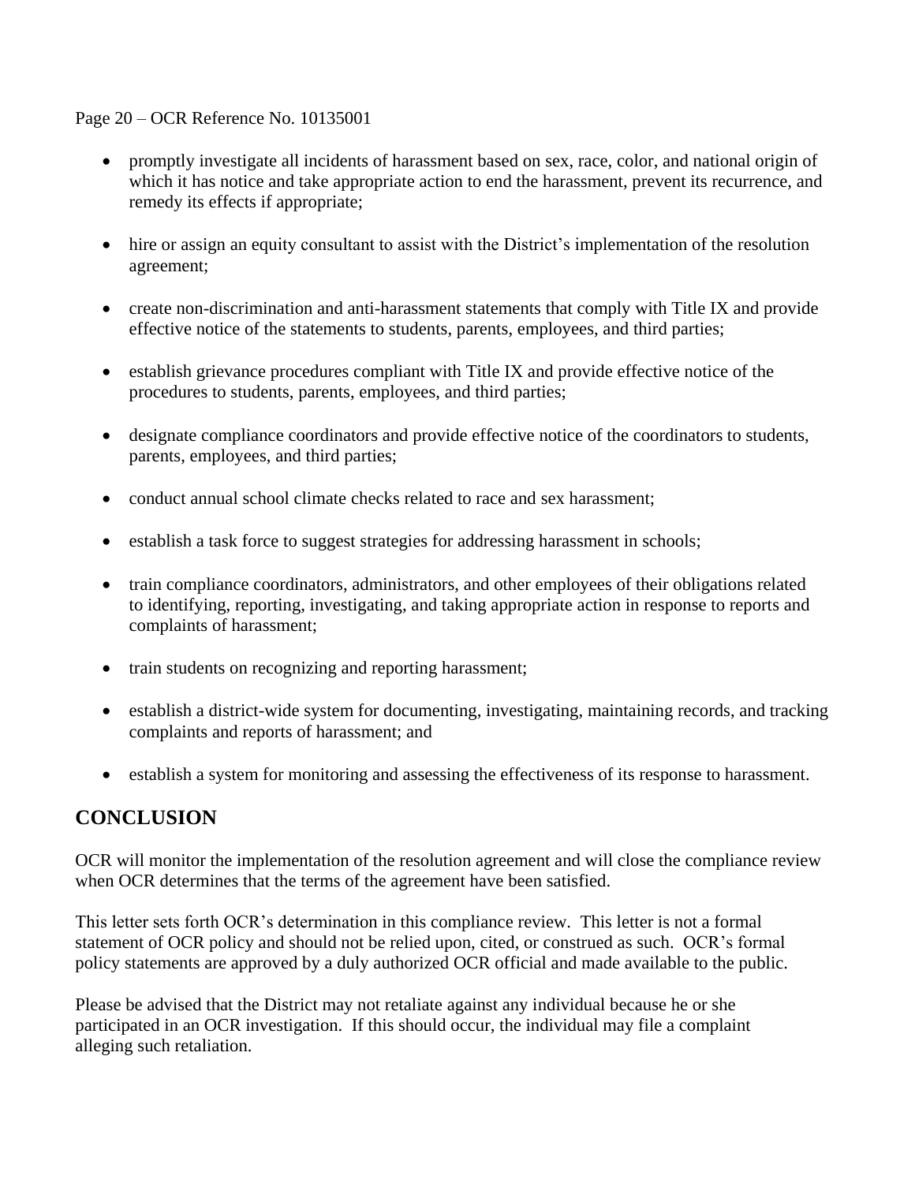- promptly investigate all incidents of harassment based on sex, race, color, and national origin of which it has notice and take appropriate action to end the harassment, prevent its recurrence, and remedy its effects if appropriate;

- hire or assign an equity consultant to assist with the District's implementation of the resolution agreement;

- create non-discrimination and anti-harassment statements that comply with Title IX and provide effective notice of the statements to students, parents, employees, and third parties;

- establish grievance procedures compliant with Title IX and provide effective notice of the procedures to students, parents, employees, and third parties;

- designate compliance coordinators and provide effective notice of the coordinators to students, parents, employees, and third parties;

- conduct annual school climate checks related to race and sex harassment;

- establish a task force to suggest strategies for addressing harassment in schools;

- train compliance coordinators, administrators, and other employees of their obligations related to identifying, reporting, investigating, and taking appropriate action in response to reports and complaints of harassment;

- train students on recognizing and reporting harassment;

- establish a district-wide system for documenting, investigating, maintaining records, and tracking complaints and reports of harassment; and

- establish a system for monitoring and assessing the effectiveness of its response to harassment.

## CONCLUSION

OCR will monitor the implementation of the resolution agreement and will close the compliance review when OCR determines that the terms of the agreement have been satisfied.

This letter sets forth OCR's determination in this compliance review. This letter is not a formal statement of OCR policy and should not be relied upon, cited, or construed as such. OCR's formal policy statements are approved by a duly authorized OCR official and made available to the public.

Please be advised that the District may not retaliate against any individual because he or she participated in an OCR investigation. If this should occur, the individual may file a complaint alleging such retaliation.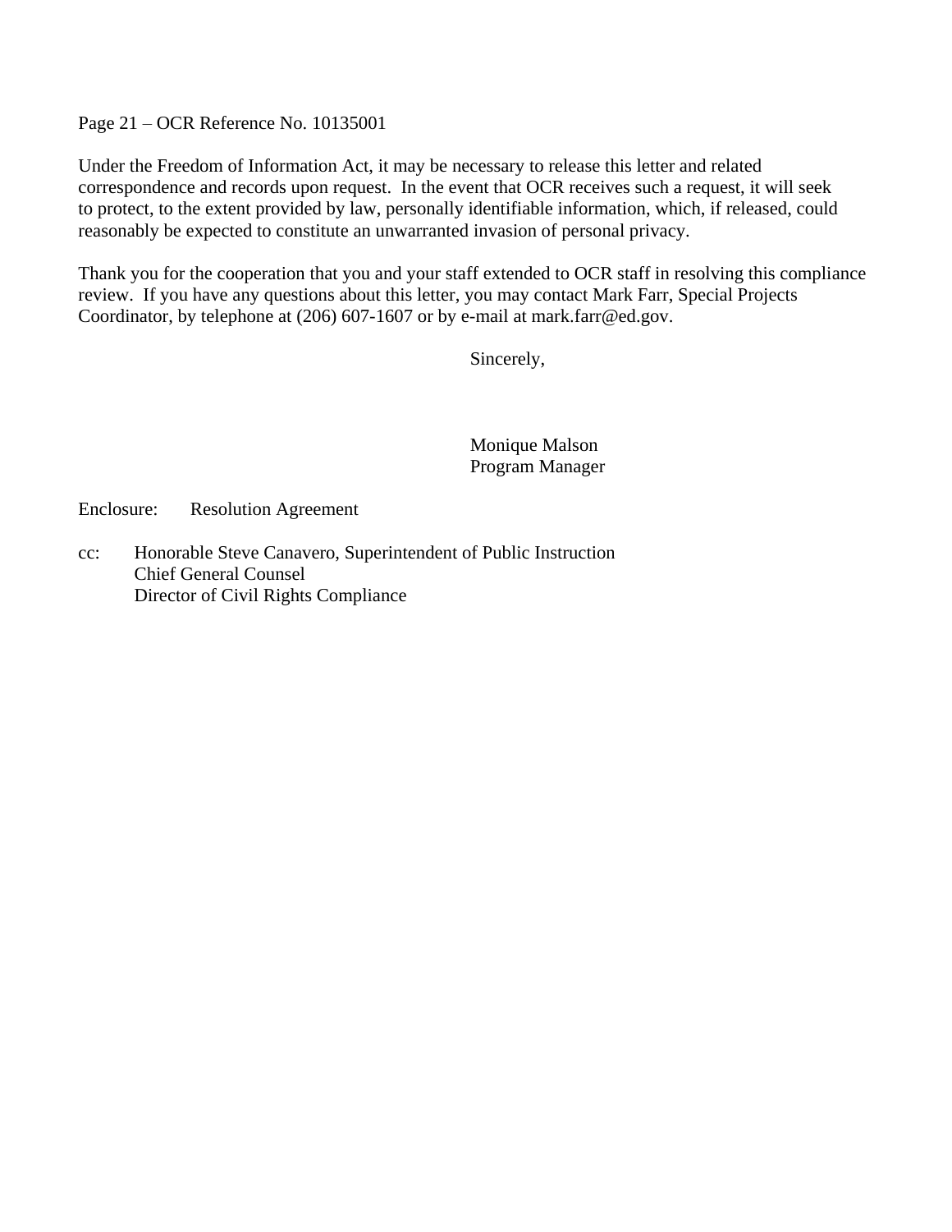Under the Freedom of Information Act, it may be necessary to release this letter and related correspondence and records upon request. In the event that OCR receives such a request, it will seek to protect, to the extent provided by law, personally identifiable information, which, if released, could reasonably be expected to constitute an unwarranted invasion of personal privacy.

Thank you for the cooperation that you and your staff extended to OCR staff in resolving this compliance review. If you have any questions about this letter, you may contact Mark Farr, Special Projects Coordinator, by telephone at (206) 607-1607 or by e-mail at mark.farr@ed.gov.

Sincerely,

Monique Malson
Program Manager

Enclosure: Resolution Agreement

cc: Honorable Steve Canavero, Superintendent of Public Instruction
Chief General Counsel
Director of Civil Rights Compliance